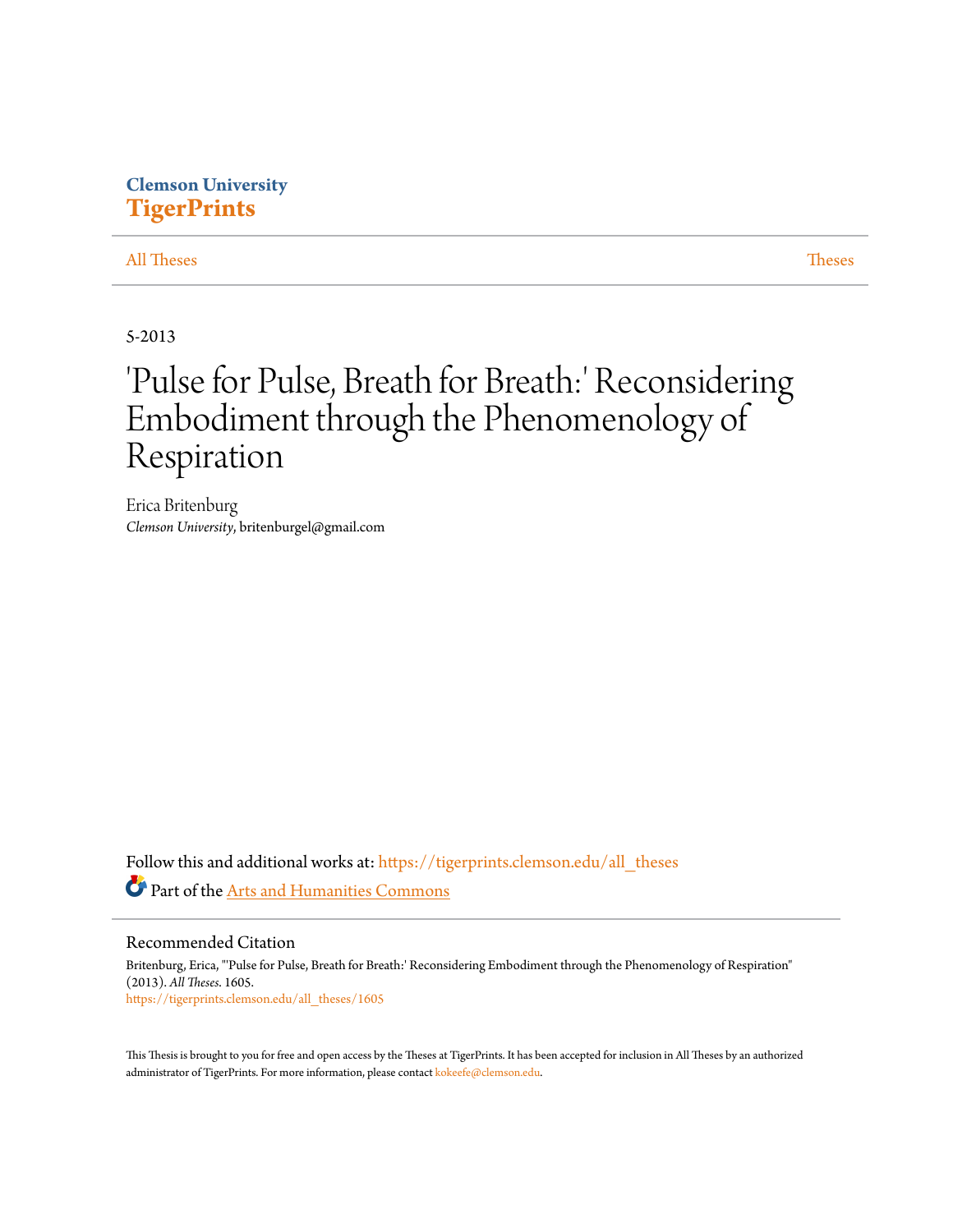Clemson University
**TigerPrints**

All Theses | Theses

5-2013

# 'Pulse for Pulse, Breath for Breath:' Reconsidering Embodiment through the Phenomenology of Respiration

Erica Britenburg
*Clemson University*, britenburgel@gmail.com

Follow this and additional works at: https://tigerprints.clemson.edu/all_theses

Part of the Arts and Humanities Commons

## Recommended Citation

Britenburg, Erica, "'Pulse for Pulse, Breath for Breath:' Reconsidering Embodiment through the Phenomenology of Respiration" (2013). *All Theses*. 1605.
https://tigerprints.clemson.edu/all_theses/1605

This Thesis is brought to you for free and open access by the Theses at TigerPrints. It has been accepted for inclusion in All Theses by an authorized administrator of TigerPrints. For more information, please contact kokeefe@clemson.edu.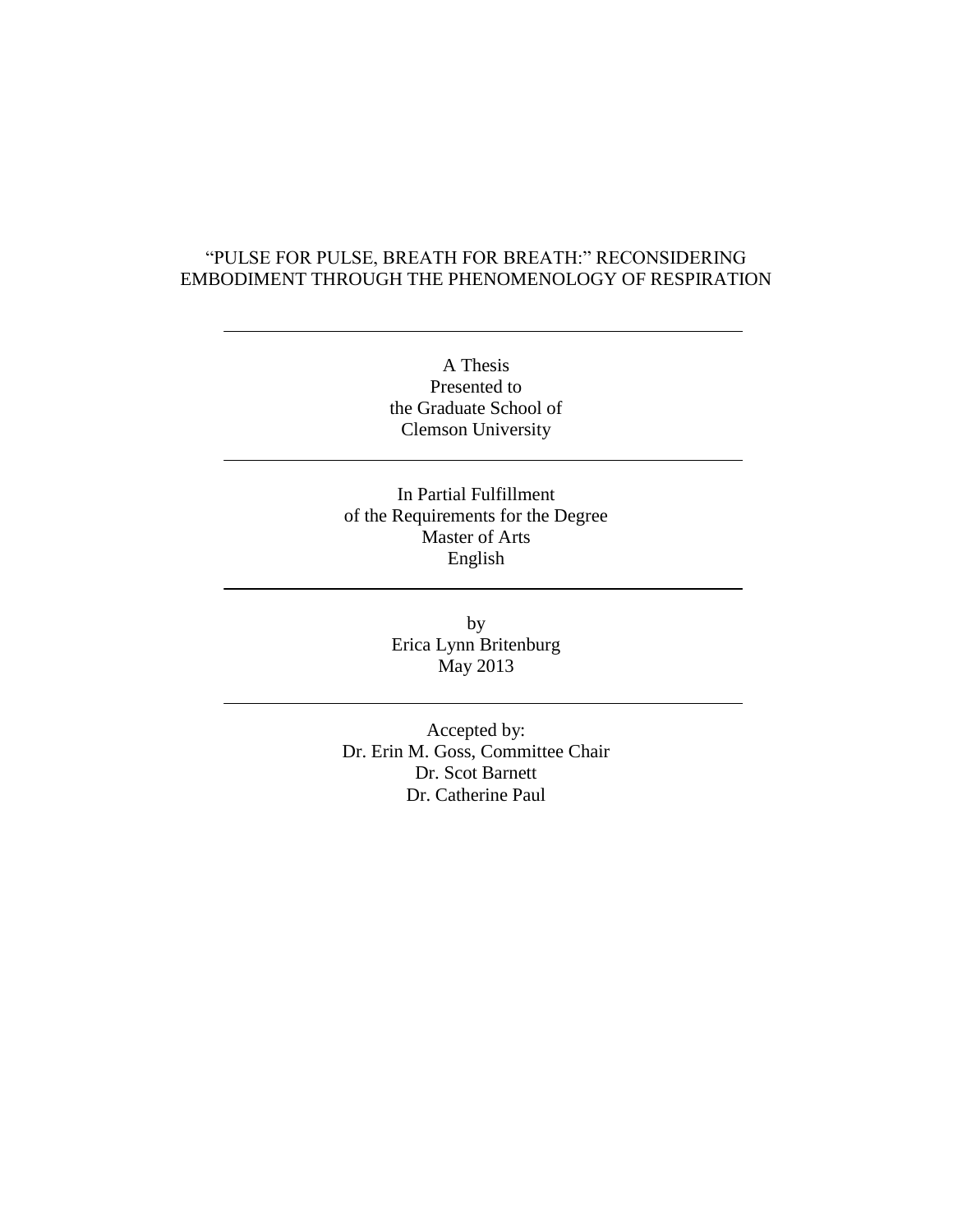# "PULSE FOR PULSE, BREATH FOR BREATH:" RECONSIDERING EMBODIMENT THROUGH THE PHENOMENOLOGY OF RESPIRATION

---

A Thesis
Presented to
the Graduate School of
Clemson University

---

In Partial Fulfillment
of the Requirements for the Degree
Master of Arts
English

---

by
Erica Lynn Britenburg
May 2013

---

Accepted by:
Dr. Erin M. Goss, Committee Chair
Dr. Scot Barnett
Dr. Catherine Paul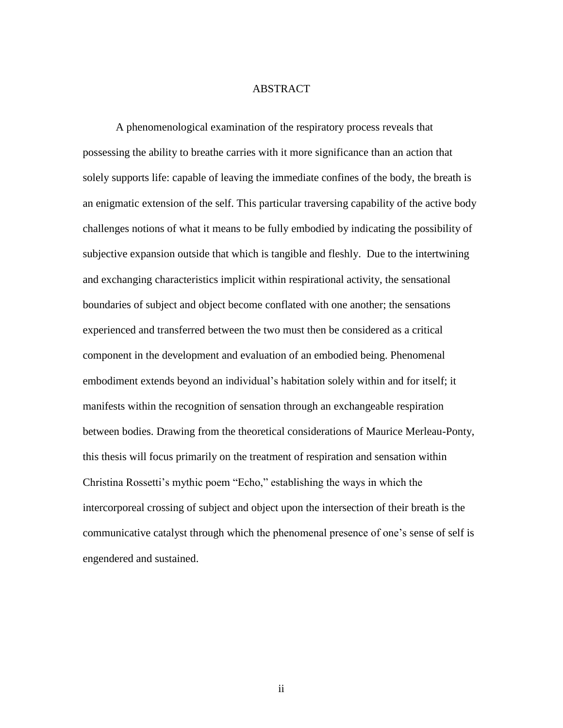# ABSTRACT

A phenomenological examination of the respiratory process reveals that possessing the ability to breathe carries with it more significance than an action that solely supports life: capable of leaving the immediate confines of the body, the breath is an enigmatic extension of the self. This particular traversing capability of the active body challenges notions of what it means to be fully embodied by indicating the possibility of subjective expansion outside that which is tangible and fleshly. Due to the intertwining and exchanging characteristics implicit within respirational activity, the sensational boundaries of subject and object become conflated with one another; the sensations experienced and transferred between the two must then be considered as a critical component in the development and evaluation of an embodied being. Phenomenal embodiment extends beyond an individual's habitation solely within and for itself; it manifests within the recognition of sensation through an exchangeable respiration between bodies. Drawing from the theoretical considerations of Maurice Merleau-Ponty, this thesis will focus primarily on the treatment of respiration and sensation within Christina Rossetti's mythic poem "Echo," establishing the ways in which the intercorporeal crossing of subject and object upon the intersection of their breath is the communicative catalyst through which the phenomenal presence of one's sense of self is engendered and sustained.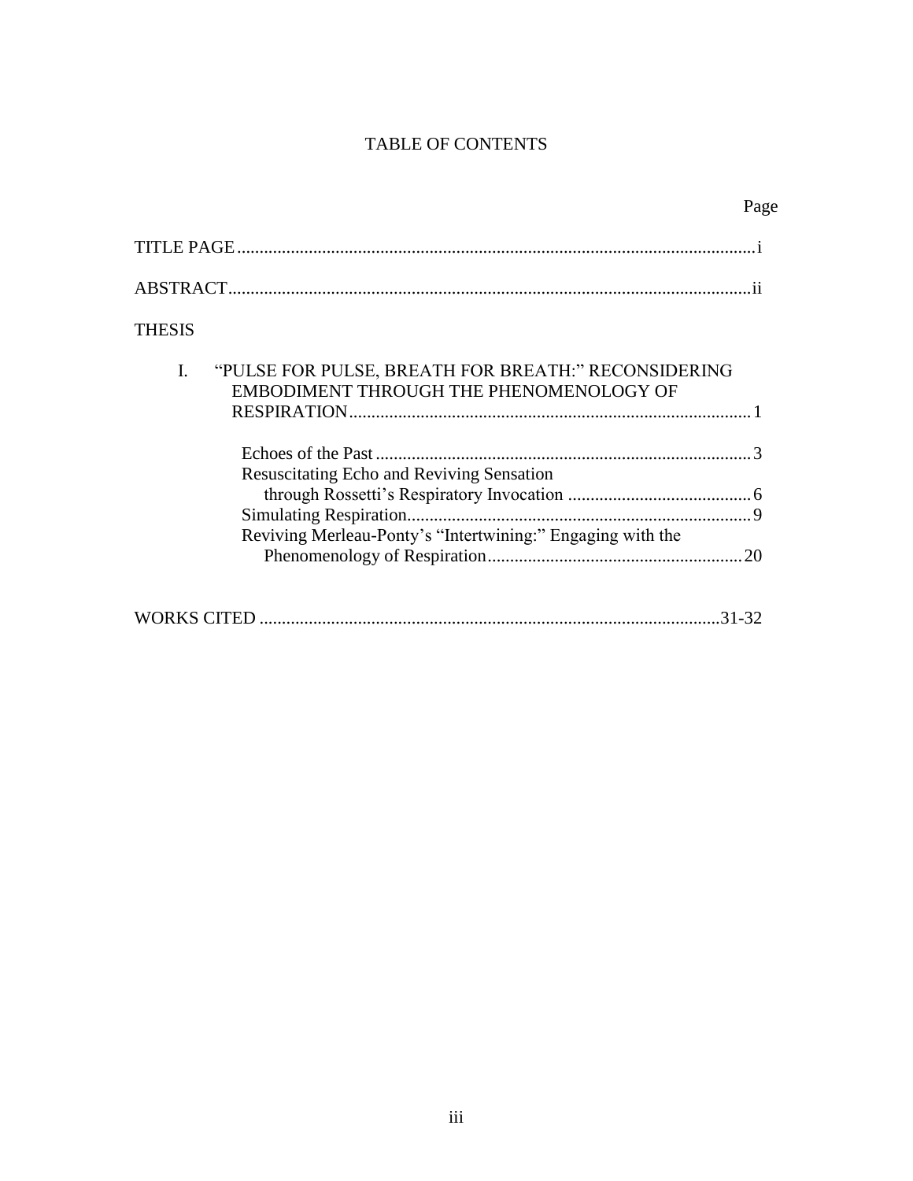# TABLE OF CONTENTS

Page

TITLE PAGE .................................................................................................................. i

ABSTRACT ................................................................................................................... ii

THESIS

I. "PULSE FOR PULSE, BREATH FOR BREATH:" RECONSIDERING EMBODIMENT THROUGH THE PHENOMENOLOGY OF RESPIRATION ......................................................................................... 1

- Echoes of the Past ................................................................................... 3
- Resuscitating Echo and Reviving Sensation through Rossetti's Respiratory Invocation ......................................... 6
- Simulating Respiration ............................................................................ 9
- Reviving Merleau-Ponty's "Intertwining:" Engaging with the Phenomenology of Respiration ......................................................... 20

WORKS CITED ...................................................................................................... 31-32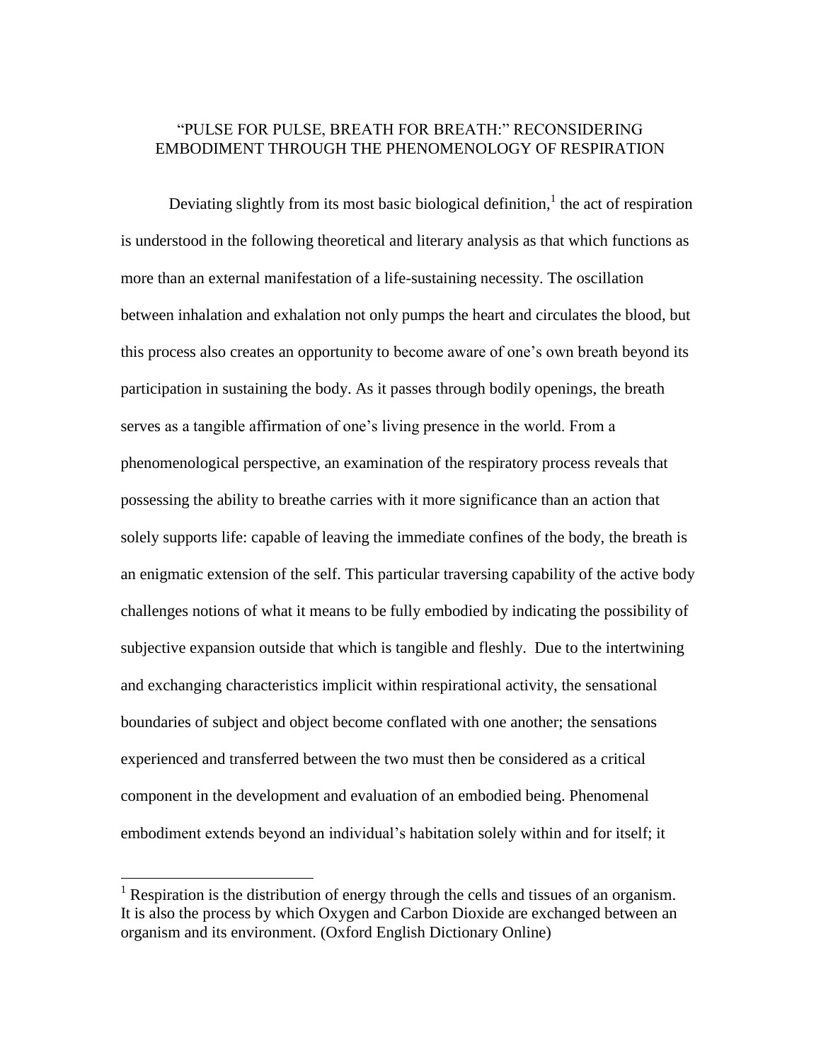# "PULSE FOR PULSE, BREATH FOR BREATH:" RECONSIDERING EMBODIMENT THROUGH THE PHENOMENOLOGY OF RESPIRATION

Deviating slightly from its most basic biological definition,[1] the act of respiration is understood in the following theoretical and literary analysis as that which functions as more than an external manifestation of a life-sustaining necessity. The oscillation between inhalation and exhalation not only pumps the heart and circulates the blood, but this process also creates an opportunity to become aware of one's own breath beyond its participation in sustaining the body. As it passes through bodily openings, the breath serves as a tangible affirmation of one's living presence in the world. From a phenomenological perspective, an examination of the respiratory process reveals that possessing the ability to breathe carries with it more significance than an action that solely supports life: capable of leaving the immediate confines of the body, the breath is an enigmatic extension of the self. This particular traversing capability of the active body challenges notions of what it means to be fully embodied by indicating the possibility of subjective expansion outside that which is tangible and fleshly. Due to the intertwining and exchanging characteristics implicit within respirational activity, the sensational boundaries of subject and object become conflated with one another; the sensations experienced and transferred between the two must then be considered as a critical component in the development and evaluation of an embodied being. Phenomenal embodiment extends beyond an individual's habitation solely within and for itself; it

[1] Respiration is the distribution of energy through the cells and tissues of an organism. It is also the process by which Oxygen and Carbon Dioxide are exchanged between an organism and its environment. (Oxford English Dictionary Online)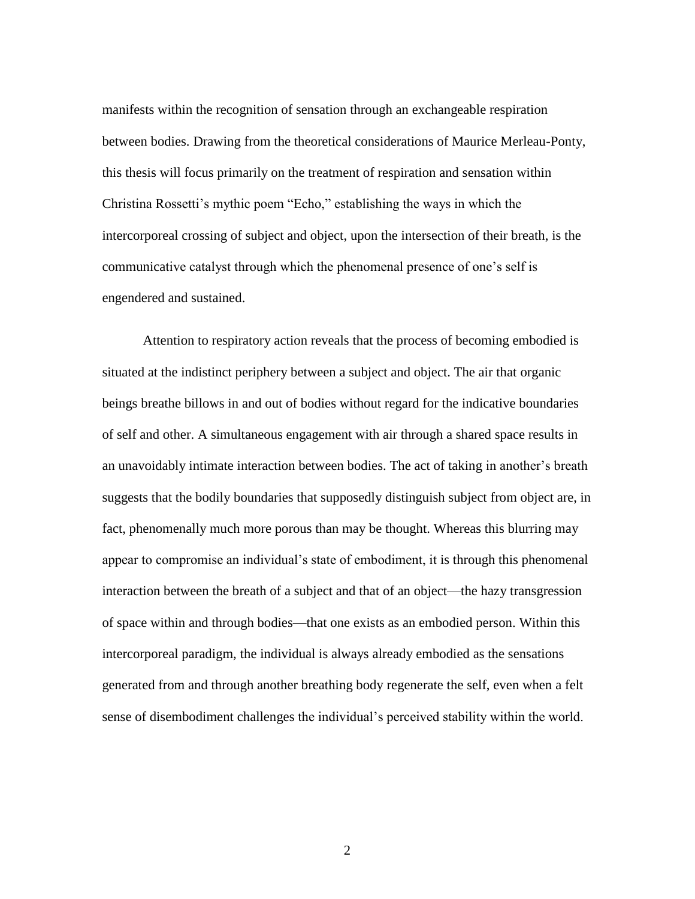manifests within the recognition of sensation through an exchangeable respiration between bodies. Drawing from the theoretical considerations of Maurice Merleau-Ponty, this thesis will focus primarily on the treatment of respiration and sensation within Christina Rossetti's mythic poem "Echo," establishing the ways in which the intercorporeal crossing of subject and object, upon the intersection of their breath, is the communicative catalyst through which the phenomenal presence of one's self is engendered and sustained.

Attention to respiratory action reveals that the process of becoming embodied is situated at the indistinct periphery between a subject and object. The air that organic beings breathe billows in and out of bodies without regard for the indicative boundaries of self and other. A simultaneous engagement with air through a shared space results in an unavoidably intimate interaction between bodies. The act of taking in another's breath suggests that the bodily boundaries that supposedly distinguish subject from object are, in fact, phenomenally much more porous than may be thought. Whereas this blurring may appear to compromise an individual's state of embodiment, it is through this phenomenal interaction between the breath of a subject and that of an object—the hazy transgression of space within and through bodies—that one exists as an embodied person. Within this intercorporeal paradigm, the individual is always already embodied as the sensations generated from and through another breathing body regenerate the self, even when a felt sense of disembodiment challenges the individual's perceived stability within the world.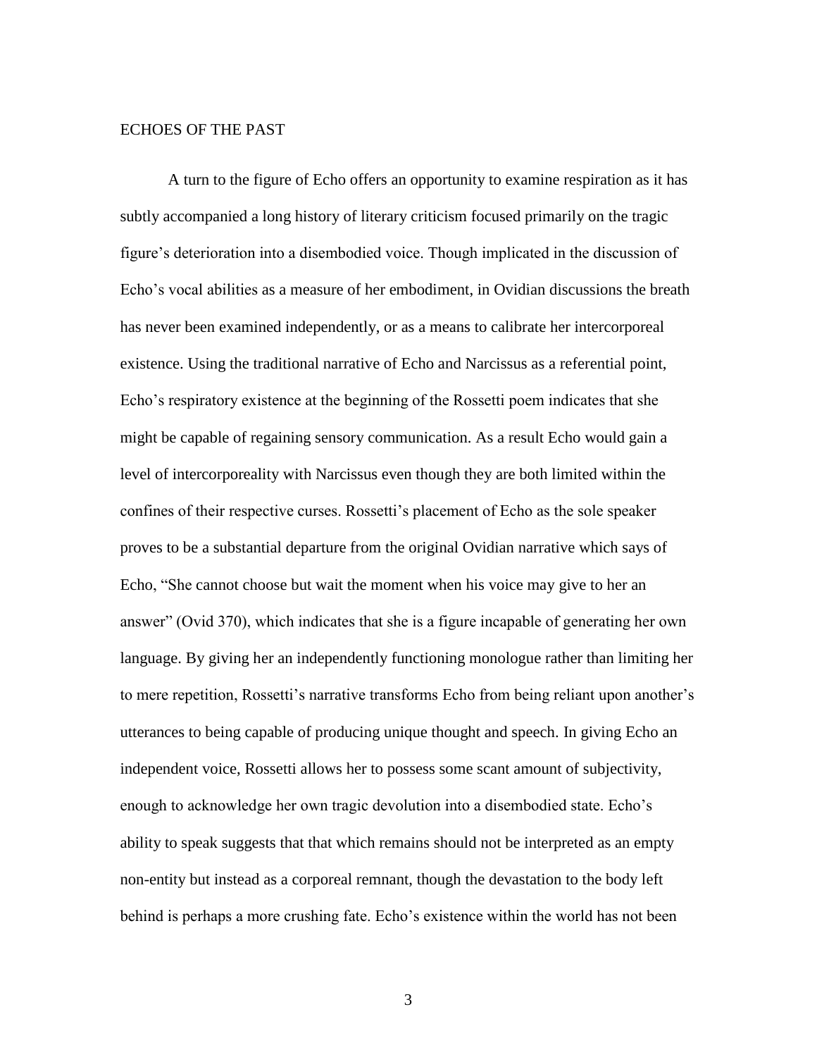## ECHOES OF THE PAST

A turn to the figure of Echo offers an opportunity to examine respiration as it has subtly accompanied a long history of literary criticism focused primarily on the tragic figure's deterioration into a disembodied voice. Though implicated in the discussion of Echo's vocal abilities as a measure of her embodiment, in Ovidian discussions the breath has never been examined independently, or as a means to calibrate her intercorporeal existence. Using the traditional narrative of Echo and Narcissus as a referential point, Echo's respiratory existence at the beginning of the Rossetti poem indicates that she might be capable of regaining sensory communication. As a result Echo would gain a level of intercorporeality with Narcissus even though they are both limited within the confines of their respective curses. Rossetti's placement of Echo as the sole speaker proves to be a substantial departure from the original Ovidian narrative which says of Echo, "She cannot choose but wait the moment when his voice may give to her an answer" (Ovid 370), which indicates that she is a figure incapable of generating her own language. By giving her an independently functioning monologue rather than limiting her to mere repetition, Rossetti's narrative transforms Echo from being reliant upon another's utterances to being capable of producing unique thought and speech. In giving Echo an independent voice, Rossetti allows her to possess some scant amount of subjectivity, enough to acknowledge her own tragic devolution into a disembodied state. Echo's ability to speak suggests that that which remains should not be interpreted as an empty non-entity but instead as a corporeal remnant, though the devastation to the body left behind is perhaps a more crushing fate. Echo's existence within the world has not been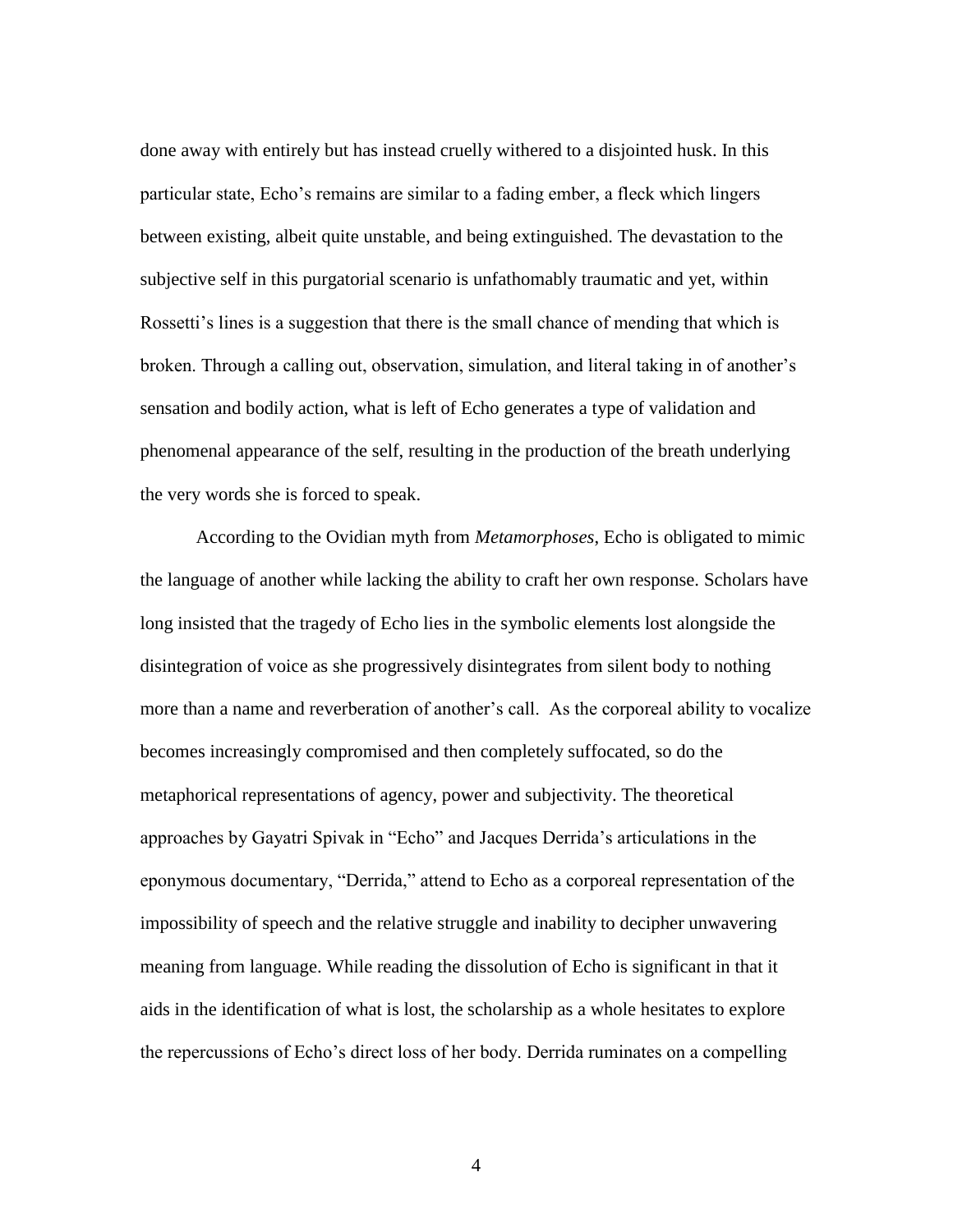done away with entirely but has instead cruelly withered to a disjointed husk. In this particular state, Echo's remains are similar to a fading ember, a fleck which lingers between existing, albeit quite unstable, and being extinguished. The devastation to the subjective self in this purgatorial scenario is unfathomably traumatic and yet, within Rossetti's lines is a suggestion that there is the small chance of mending that which is broken. Through a calling out, observation, simulation, and literal taking in of another's sensation and bodily action, what is left of Echo generates a type of validation and phenomenal appearance of the self, resulting in the production of the breath underlying the very words she is forced to speak.

According to the Ovidian myth from *Metamorphoses*, Echo is obligated to mimic the language of another while lacking the ability to craft her own response. Scholars have long insisted that the tragedy of Echo lies in the symbolic elements lost alongside the disintegration of voice as she progressively disintegrates from silent body to nothing more than a name and reverberation of another's call. As the corporeal ability to vocalize becomes increasingly compromised and then completely suffocated, so do the metaphorical representations of agency, power and subjectivity. The theoretical approaches by Gayatri Spivak in "Echo" and Jacques Derrida's articulations in the eponymous documentary, "Derrida," attend to Echo as a corporeal representation of the impossibility of speech and the relative struggle and inability to decipher unwavering meaning from language. While reading the dissolution of Echo is significant in that it aids in the identification of what is lost, the scholarship as a whole hesitates to explore the repercussions of Echo's direct loss of her body. Derrida ruminates on a compelling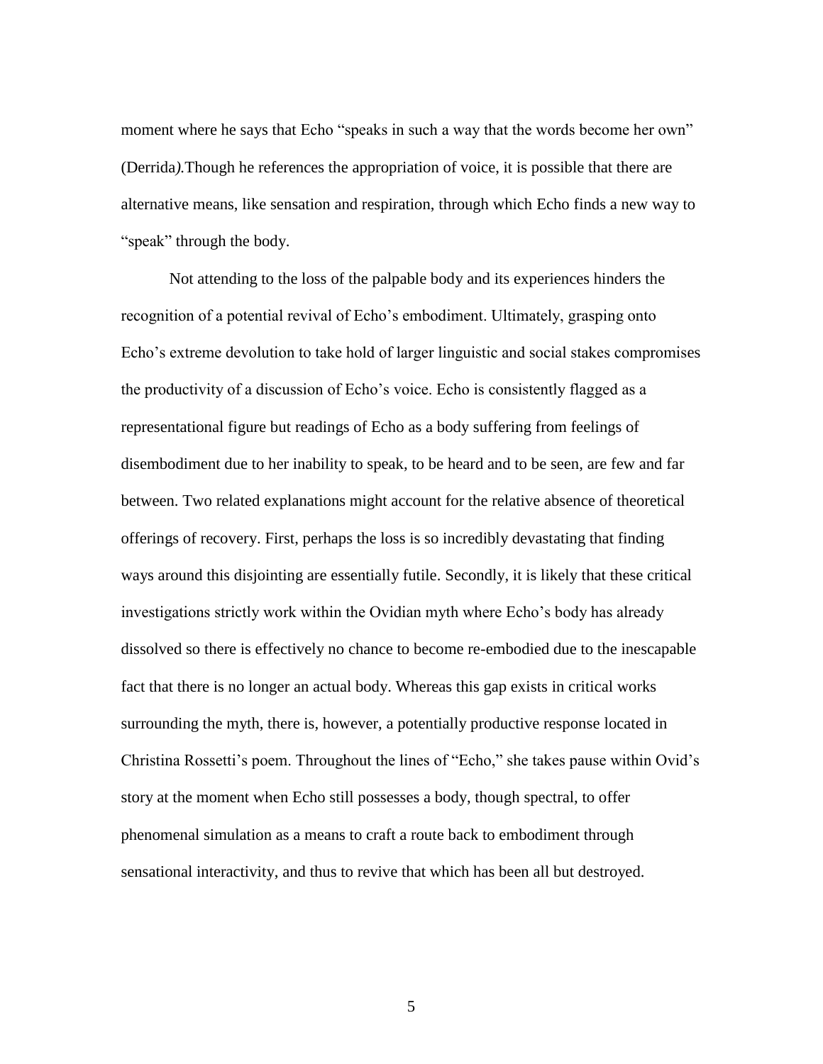moment where he says that Echo "speaks in such a way that the words become her own" (Derrida*).*Though he references the appropriation of voice, it is possible that there are alternative means, like sensation and respiration, through which Echo finds a new way to "speak" through the body.

Not attending to the loss of the palpable body and its experiences hinders the recognition of a potential revival of Echo's embodiment. Ultimately, grasping onto Echo's extreme devolution to take hold of larger linguistic and social stakes compromises the productivity of a discussion of Echo's voice. Echo is consistently flagged as a representational figure but readings of Echo as a body suffering from feelings of disembodiment due to her inability to speak, to be heard and to be seen, are few and far between. Two related explanations might account for the relative absence of theoretical offerings of recovery. First, perhaps the loss is so incredibly devastating that finding ways around this disjointing are essentially futile. Secondly, it is likely that these critical investigations strictly work within the Ovidian myth where Echo's body has already dissolved so there is effectively no chance to become re-embodied due to the inescapable fact that there is no longer an actual body. Whereas this gap exists in critical works surrounding the myth, there is, however, a potentially productive response located in Christina Rossetti's poem. Throughout the lines of "Echo," she takes pause within Ovid's story at the moment when Echo still possesses a body, though spectral, to offer phenomenal simulation as a means to craft a route back to embodiment through sensational interactivity, and thus to revive that which has been all but destroyed.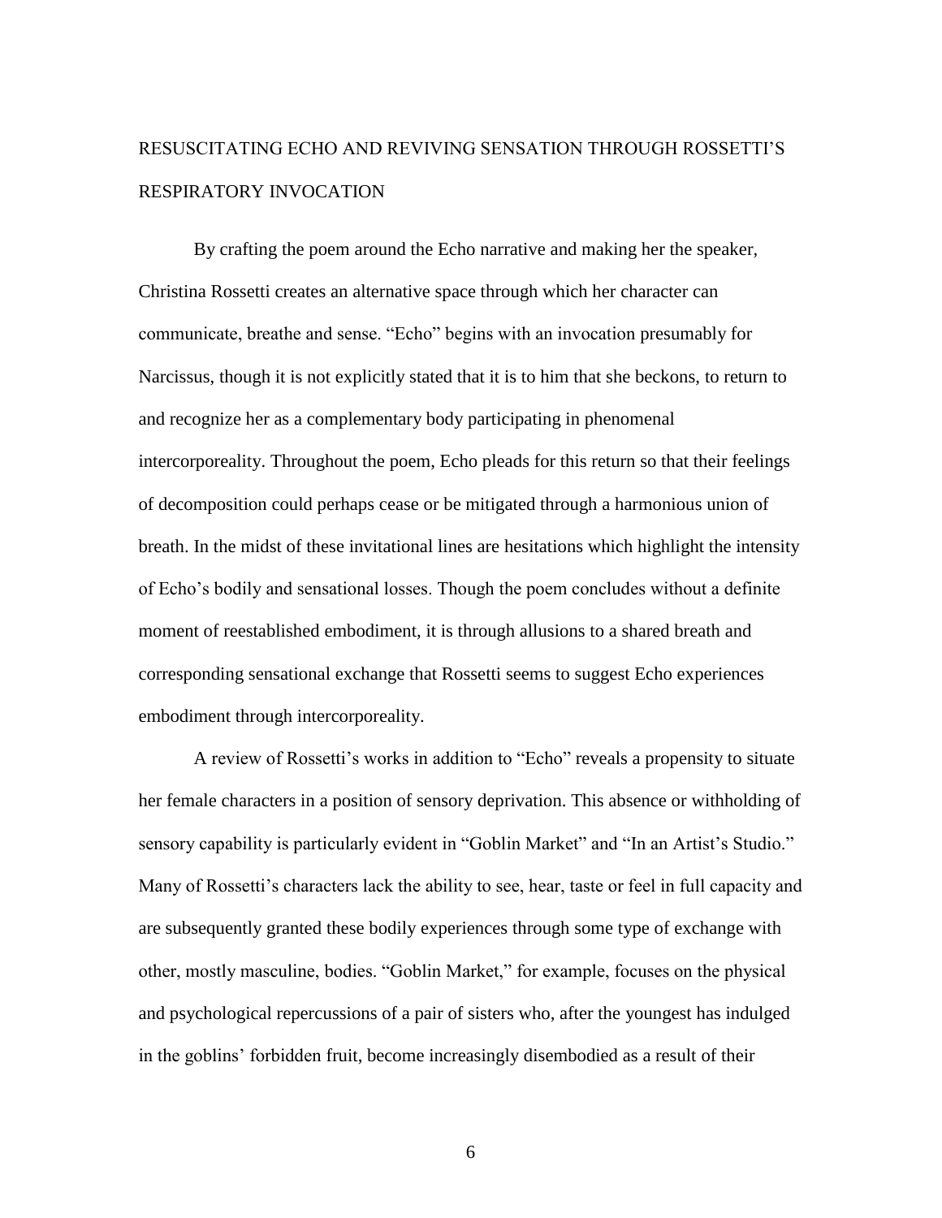# RESUSCITATING ECHO AND REVIVING SENSATION THROUGH ROSSETTI'S RESPIRATORY INVOCATION

By crafting the poem around the Echo narrative and making her the speaker, Christina Rossetti creates an alternative space through which her character can communicate, breathe and sense. "Echo" begins with an invocation presumably for Narcissus, though it is not explicitly stated that it is to him that she beckons, to return to and recognize her as a complementary body participating in phenomenal intercorporeality. Throughout the poem, Echo pleads for this return so that their feelings of decomposition could perhaps cease or be mitigated through a harmonious union of breath. In the midst of these invitational lines are hesitations which highlight the intensity of Echo's bodily and sensational losses. Though the poem concludes without a definite moment of reestablished embodiment, it is through allusions to a shared breath and corresponding sensational exchange that Rossetti seems to suggest Echo experiences embodiment through intercorporeality.

A review of Rossetti's works in addition to "Echo" reveals a propensity to situate her female characters in a position of sensory deprivation. This absence or withholding of sensory capability is particularly evident in "Goblin Market" and "In an Artist's Studio." Many of Rossetti's characters lack the ability to see, hear, taste or feel in full capacity and are subsequently granted these bodily experiences through some type of exchange with other, mostly masculine, bodies. "Goblin Market," for example, focuses on the physical and psychological repercussions of a pair of sisters who, after the youngest has indulged in the goblins' forbidden fruit, become increasingly disembodied as a result of their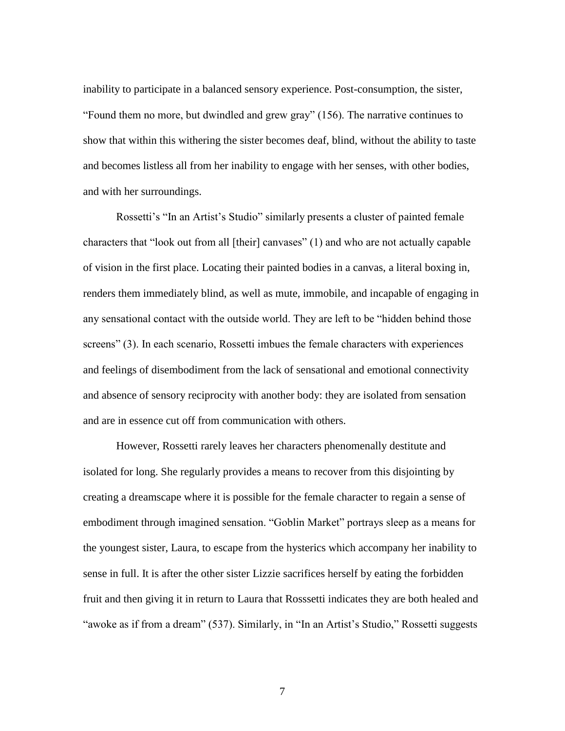inability to participate in a balanced sensory experience. Post-consumption, the sister, "Found them no more, but dwindled and grew gray" (156). The narrative continues to show that within this withering the sister becomes deaf, blind, without the ability to taste and becomes listless all from her inability to engage with her senses, with other bodies, and with her surroundings.

Rossetti's "In an Artist's Studio" similarly presents a cluster of painted female characters that "look out from all [their] canvases" (1) and who are not actually capable of vision in the first place. Locating their painted bodies in a canvas, a literal boxing in, renders them immediately blind, as well as mute, immobile, and incapable of engaging in any sensational contact with the outside world. They are left to be "hidden behind those screens" (3). In each scenario, Rossetti imbues the female characters with experiences and feelings of disembodiment from the lack of sensational and emotional connectivity and absence of sensory reciprocity with another body: they are isolated from sensation and are in essence cut off from communication with others.

However, Rossetti rarely leaves her characters phenomenally destitute and isolated for long. She regularly provides a means to recover from this disjointing by creating a dreamscape where it is possible for the female character to regain a sense of embodiment through imagined sensation. "Goblin Market" portrays sleep as a means for the youngest sister, Laura, to escape from the hysterics which accompany her inability to sense in full. It is after the other sister Lizzie sacrifices herself by eating the forbidden fruit and then giving it in return to Laura that Rosssetti indicates they are both healed and "awoke as if from a dream" (537). Similarly, in "In an Artist's Studio," Rossetti suggests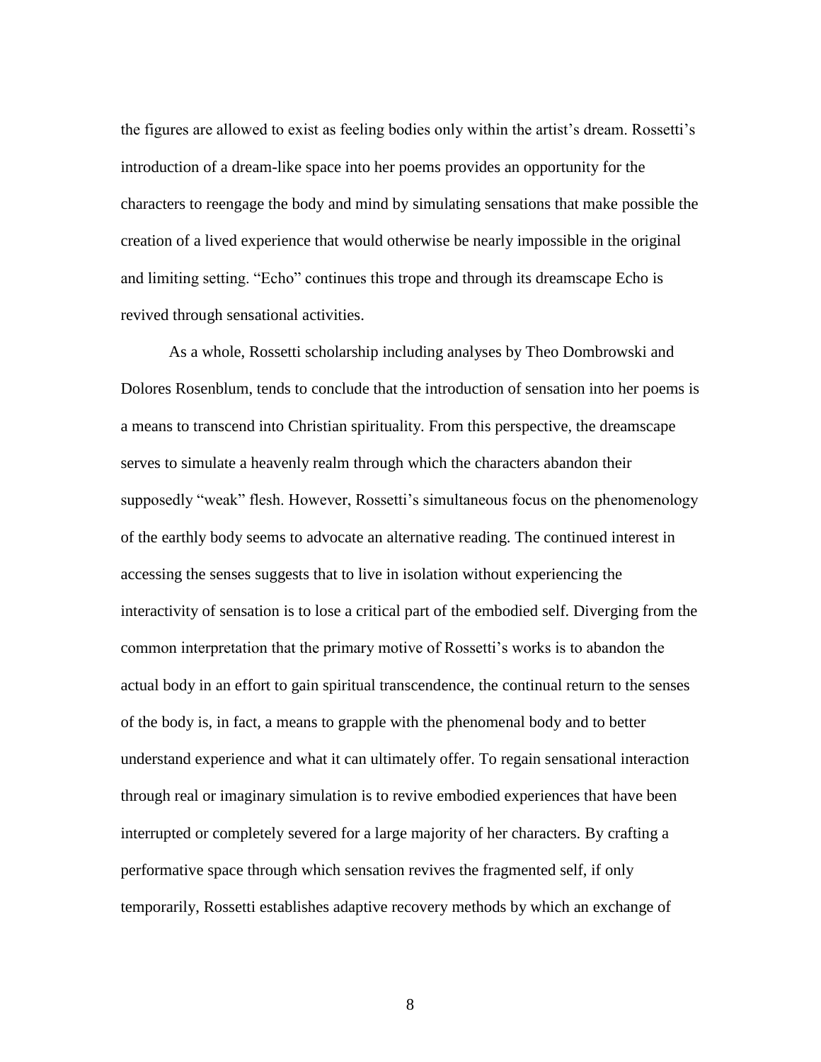the figures are allowed to exist as feeling bodies only within the artist's dream. Rossetti's introduction of a dream-like space into her poems provides an opportunity for the characters to reengage the body and mind by simulating sensations that make possible the creation of a lived experience that would otherwise be nearly impossible in the original and limiting setting. "Echo" continues this trope and through its dreamscape Echo is revived through sensational activities.

As a whole, Rossetti scholarship including analyses by Theo Dombrowski and Dolores Rosenblum, tends to conclude that the introduction of sensation into her poems is a means to transcend into Christian spirituality. From this perspective, the dreamscape serves to simulate a heavenly realm through which the characters abandon their supposedly "weak" flesh. However, Rossetti's simultaneous focus on the phenomenology of the earthly body seems to advocate an alternative reading. The continued interest in accessing the senses suggests that to live in isolation without experiencing the interactivity of sensation is to lose a critical part of the embodied self. Diverging from the common interpretation that the primary motive of Rossetti's works is to abandon the actual body in an effort to gain spiritual transcendence, the continual return to the senses of the body is, in fact, a means to grapple with the phenomenal body and to better understand experience and what it can ultimately offer. To regain sensational interaction through real or imaginary simulation is to revive embodied experiences that have been interrupted or completely severed for a large majority of her characters. By crafting a performative space through which sensation revives the fragmented self, if only temporarily, Rossetti establishes adaptive recovery methods by which an exchange of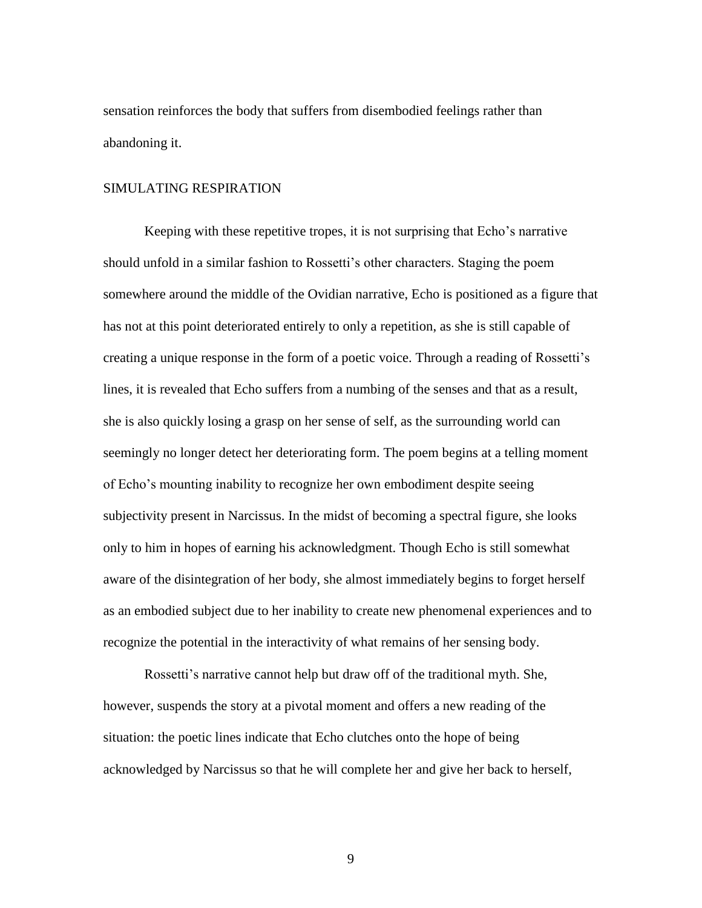sensation reinforces the body that suffers from disembodied feelings rather than abandoning it.

## SIMULATING RESPIRATION

Keeping with these repetitive tropes, it is not surprising that Echo's narrative should unfold in a similar fashion to Rossetti's other characters. Staging the poem somewhere around the middle of the Ovidian narrative, Echo is positioned as a figure that has not at this point deteriorated entirely to only a repetition, as she is still capable of creating a unique response in the form of a poetic voice. Through a reading of Rossetti's lines, it is revealed that Echo suffers from a numbing of the senses and that as a result, she is also quickly losing a grasp on her sense of self, as the surrounding world can seemingly no longer detect her deteriorating form. The poem begins at a telling moment of Echo's mounting inability to recognize her own embodiment despite seeing subjectivity present in Narcissus. In the midst of becoming a spectral figure, she looks only to him in hopes of earning his acknowledgment. Though Echo is still somewhat aware of the disintegration of her body, she almost immediately begins to forget herself as an embodied subject due to her inability to create new phenomenal experiences and to recognize the potential in the interactivity of what remains of her sensing body.

Rossetti's narrative cannot help but draw off of the traditional myth. She, however, suspends the story at a pivotal moment and offers a new reading of the situation: the poetic lines indicate that Echo clutches onto the hope of being acknowledged by Narcissus so that he will complete her and give her back to herself,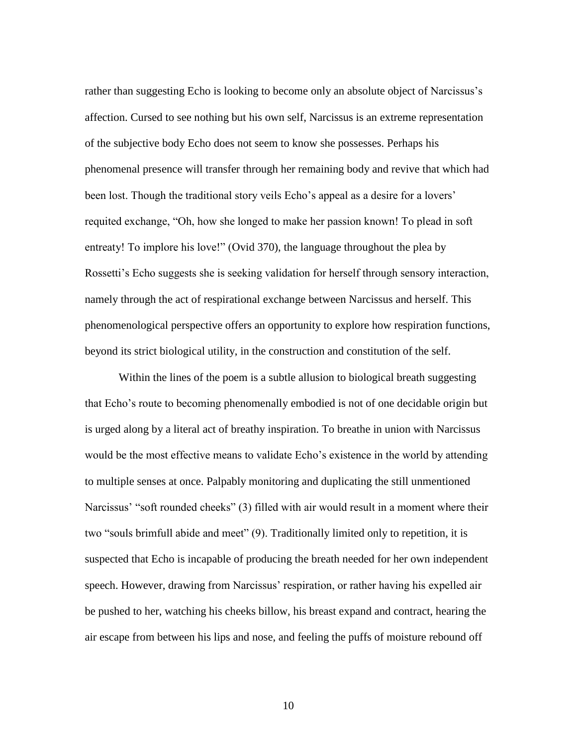rather than suggesting Echo is looking to become only an absolute object of Narcissus's affection. Cursed to see nothing but his own self, Narcissus is an extreme representation of the subjective body Echo does not seem to know she possesses. Perhaps his phenomenal presence will transfer through her remaining body and revive that which had been lost. Though the traditional story veils Echo's appeal as a desire for a lovers' requited exchange, "Oh, how she longed to make her passion known! To plead in soft entreaty! To implore his love!" (Ovid 370), the language throughout the plea by Rossetti's Echo suggests she is seeking validation for herself through sensory interaction, namely through the act of respirational exchange between Narcissus and herself. This phenomenological perspective offers an opportunity to explore how respiration functions, beyond its strict biological utility, in the construction and constitution of the self.

Within the lines of the poem is a subtle allusion to biological breath suggesting that Echo's route to becoming phenomenally embodied is not of one decidable origin but is urged along by a literal act of breathy inspiration. To breathe in union with Narcissus would be the most effective means to validate Echo's existence in the world by attending to multiple senses at once. Palpably monitoring and duplicating the still unmentioned Narcissus' "soft rounded cheeks" (3) filled with air would result in a moment where their two "souls brimfull abide and meet" (9). Traditionally limited only to repetition, it is suspected that Echo is incapable of producing the breath needed for her own independent speech. However, drawing from Narcissus' respiration, or rather having his expelled air be pushed to her, watching his cheeks billow, his breast expand and contract, hearing the air escape from between his lips and nose, and feeling the puffs of moisture rebound off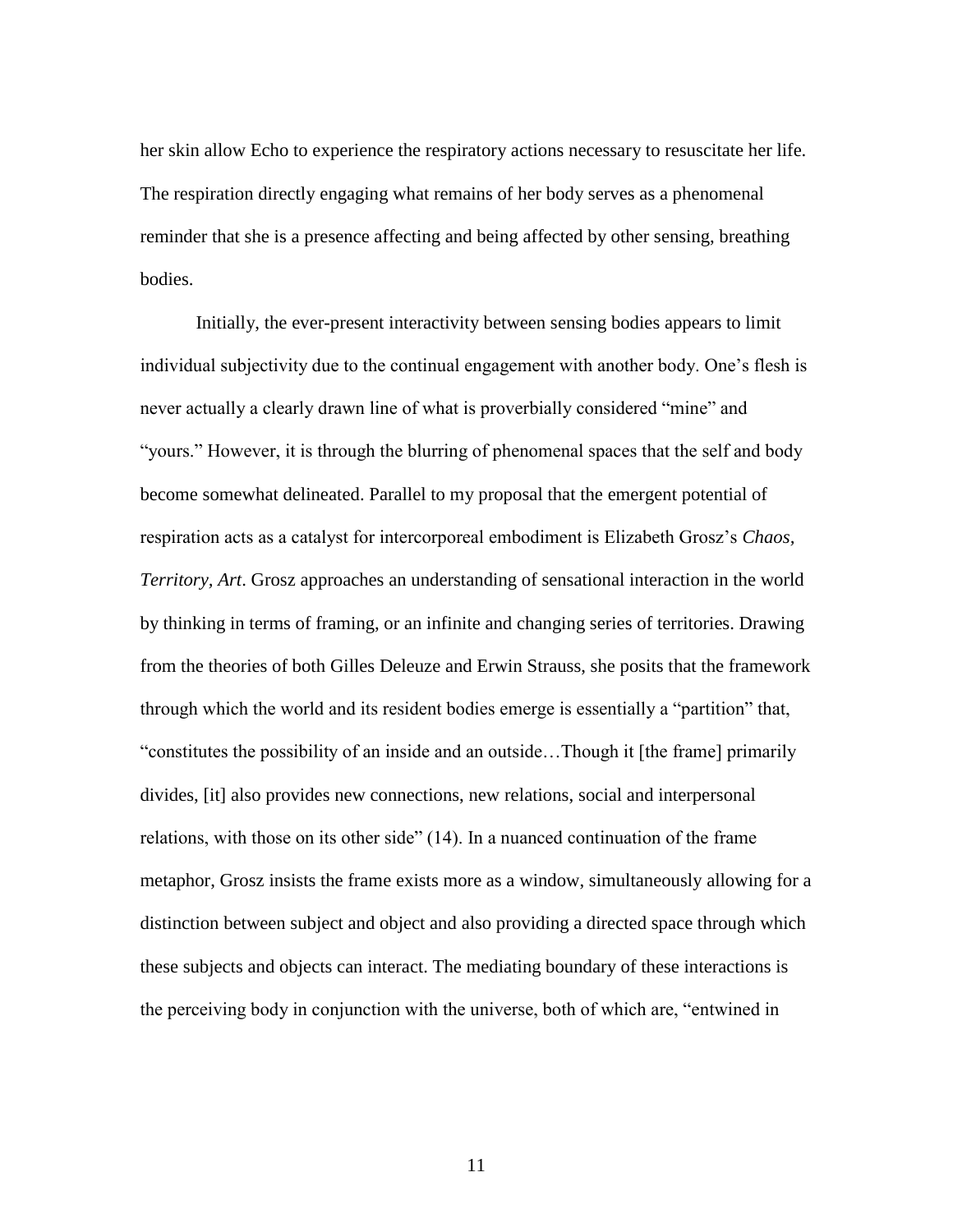her skin allow Echo to experience the respiratory actions necessary to resuscitate her life. The respiration directly engaging what remains of her body serves as a phenomenal reminder that she is a presence affecting and being affected by other sensing, breathing bodies.

Initially, the ever-present interactivity between sensing bodies appears to limit individual subjectivity due to the continual engagement with another body. One's flesh is never actually a clearly drawn line of what is proverbially considered "mine" and "yours." However, it is through the blurring of phenomenal spaces that the self and body become somewhat delineated. Parallel to my proposal that the emergent potential of respiration acts as a catalyst for intercorporeal embodiment is Elizabeth Grosz's *Chaos, Territory, Art*. Grosz approaches an understanding of sensational interaction in the world by thinking in terms of framing, or an infinite and changing series of territories. Drawing from the theories of both Gilles Deleuze and Erwin Strauss, she posits that the framework through which the world and its resident bodies emerge is essentially a "partition" that, "constitutes the possibility of an inside and an outside…Though it [the frame] primarily divides, [it] also provides new connections, new relations, social and interpersonal relations, with those on its other side" (14). In a nuanced continuation of the frame metaphor, Grosz insists the frame exists more as a window, simultaneously allowing for a distinction between subject and object and also providing a directed space through which these subjects and objects can interact. The mediating boundary of these interactions is the perceiving body in conjunction with the universe, both of which are, "entwined in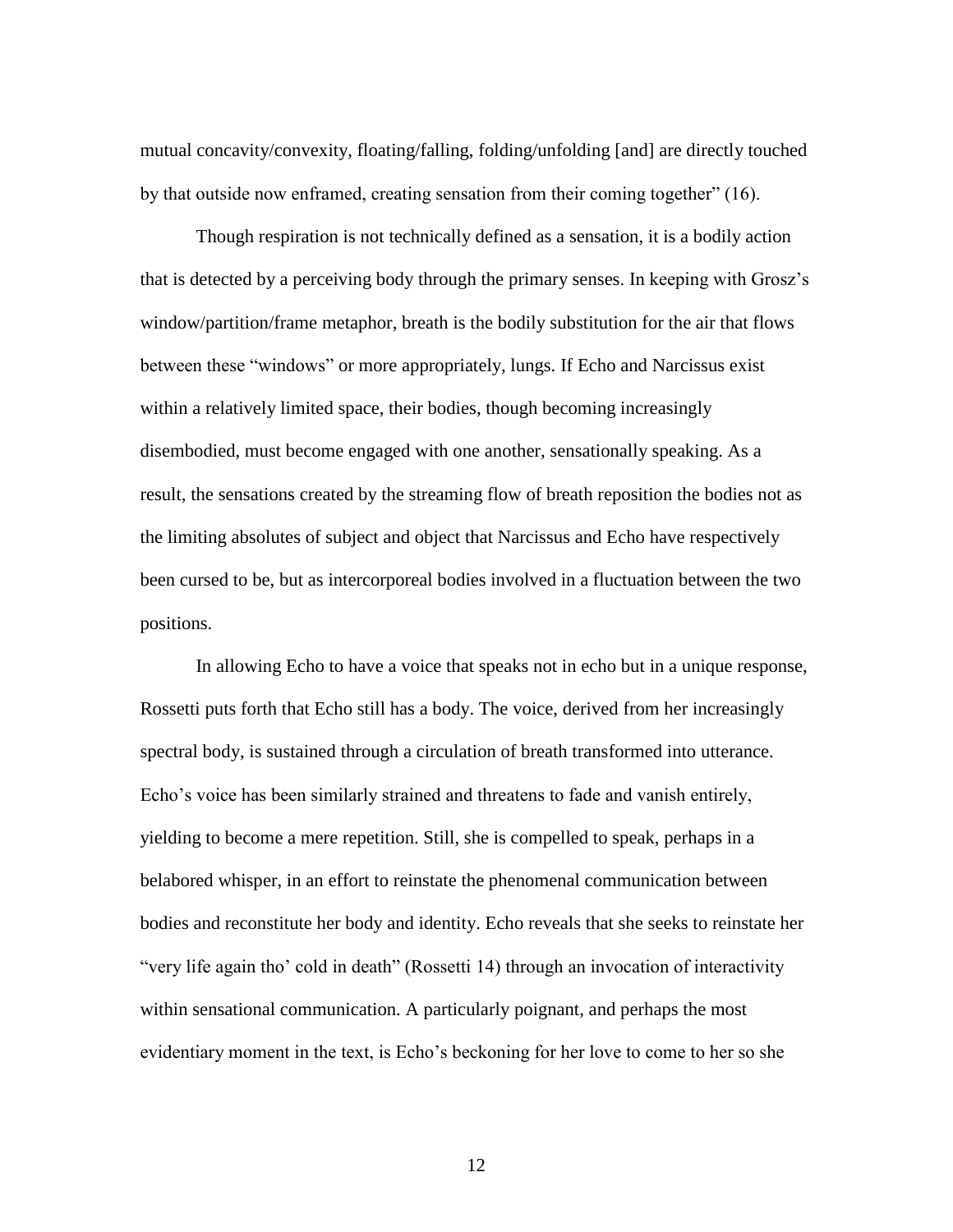mutual concavity/convexity, floating/falling, folding/unfolding [and] are directly touched by that outside now enframed, creating sensation from their coming together" (16).

Though respiration is not technically defined as a sensation, it is a bodily action that is detected by a perceiving body through the primary senses. In keeping with Grosz's window/partition/frame metaphor, breath is the bodily substitution for the air that flows between these "windows" or more appropriately, lungs. If Echo and Narcissus exist within a relatively limited space, their bodies, though becoming increasingly disembodied, must become engaged with one another, sensationally speaking. As a result, the sensations created by the streaming flow of breath reposition the bodies not as the limiting absolutes of subject and object that Narcissus and Echo have respectively been cursed to be, but as intercorporeal bodies involved in a fluctuation between the two positions.

In allowing Echo to have a voice that speaks not in echo but in a unique response, Rossetti puts forth that Echo still has a body. The voice, derived from her increasingly spectral body, is sustained through a circulation of breath transformed into utterance. Echo's voice has been similarly strained and threatens to fade and vanish entirely, yielding to become a mere repetition. Still, she is compelled to speak, perhaps in a belabored whisper, in an effort to reinstate the phenomenal communication between bodies and reconstitute her body and identity. Echo reveals that she seeks to reinstate her "very life again tho' cold in death" (Rossetti 14) through an invocation of interactivity within sensational communication. A particularly poignant, and perhaps the most evidentiary moment in the text, is Echo's beckoning for her love to come to her so she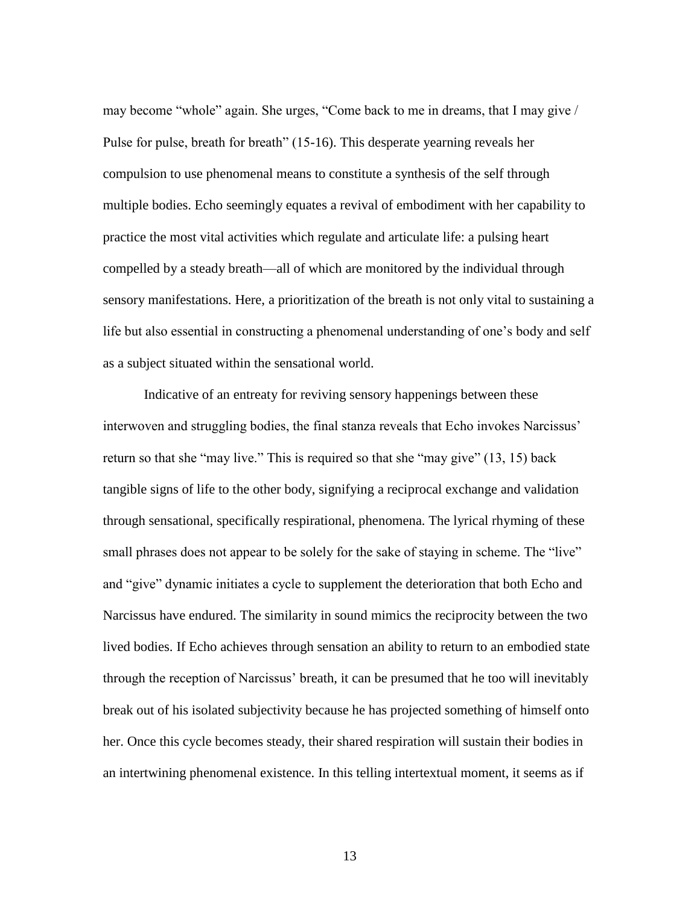may become "whole" again. She urges, "Come back to me in dreams, that I may give / Pulse for pulse, breath for breath" (15-16). This desperate yearning reveals her compulsion to use phenomenal means to constitute a synthesis of the self through multiple bodies. Echo seemingly equates a revival of embodiment with her capability to practice the most vital activities which regulate and articulate life: a pulsing heart compelled by a steady breath—all of which are monitored by the individual through sensory manifestations. Here, a prioritization of the breath is not only vital to sustaining a life but also essential in constructing a phenomenal understanding of one's body and self as a subject situated within the sensational world.

Indicative of an entreaty for reviving sensory happenings between these interwoven and struggling bodies, the final stanza reveals that Echo invokes Narcissus' return so that she "may live." This is required so that she "may give" (13, 15) back tangible signs of life to the other body, signifying a reciprocal exchange and validation through sensational, specifically respirational, phenomena. The lyrical rhyming of these small phrases does not appear to be solely for the sake of staying in scheme. The "live" and "give" dynamic initiates a cycle to supplement the deterioration that both Echo and Narcissus have endured. The similarity in sound mimics the reciprocity between the two lived bodies. If Echo achieves through sensation an ability to return to an embodied state through the reception of Narcissus' breath, it can be presumed that he too will inevitably break out of his isolated subjectivity because he has projected something of himself onto her. Once this cycle becomes steady, their shared respiration will sustain their bodies in an intertwining phenomenal existence. In this telling intertextual moment, it seems as if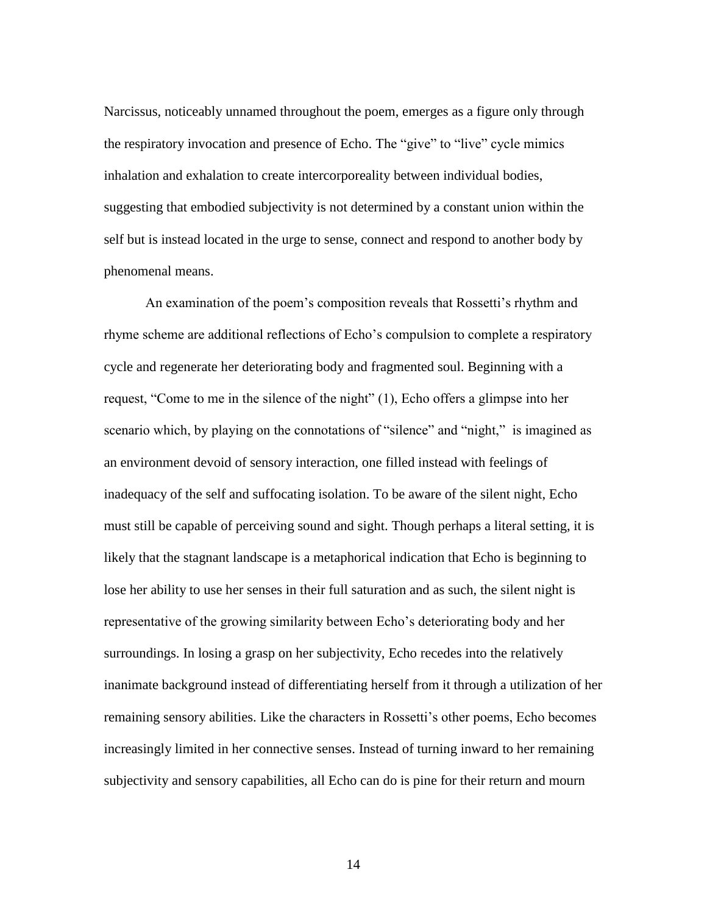Narcissus, noticeably unnamed throughout the poem, emerges as a figure only through the respiratory invocation and presence of Echo. The "give" to "live" cycle mimics inhalation and exhalation to create intercorporeality between individual bodies, suggesting that embodied subjectivity is not determined by a constant union within the self but is instead located in the urge to sense, connect and respond to another body by phenomenal means.

An examination of the poem's composition reveals that Rossetti's rhythm and rhyme scheme are additional reflections of Echo's compulsion to complete a respiratory cycle and regenerate her deteriorating body and fragmented soul. Beginning with a request, "Come to me in the silence of the night" (1), Echo offers a glimpse into her scenario which, by playing on the connotations of "silence" and "night," is imagined as an environment devoid of sensory interaction, one filled instead with feelings of inadequacy of the self and suffocating isolation. To be aware of the silent night, Echo must still be capable of perceiving sound and sight. Though perhaps a literal setting, it is likely that the stagnant landscape is a metaphorical indication that Echo is beginning to lose her ability to use her senses in their full saturation and as such, the silent night is representative of the growing similarity between Echo's deteriorating body and her surroundings. In losing a grasp on her subjectivity, Echo recedes into the relatively inanimate background instead of differentiating herself from it through a utilization of her remaining sensory abilities. Like the characters in Rossetti's other poems, Echo becomes increasingly limited in her connective senses. Instead of turning inward to her remaining subjectivity and sensory capabilities, all Echo can do is pine for their return and mourn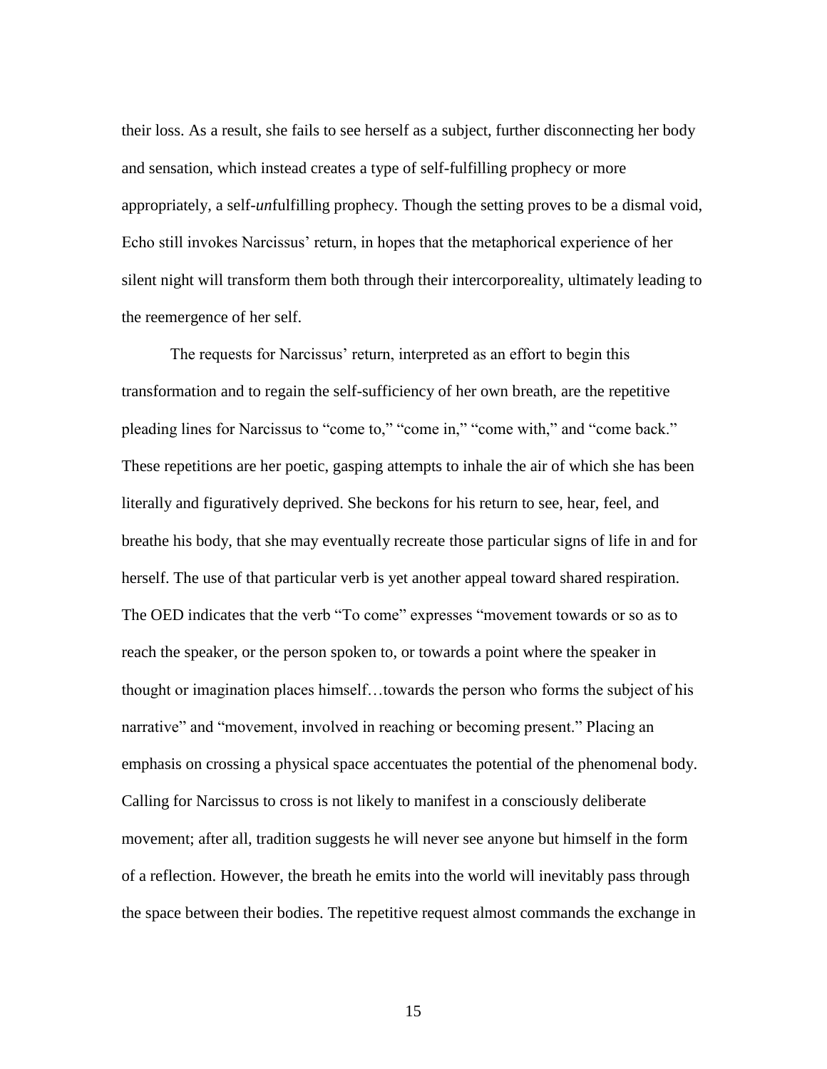their loss. As a result, she fails to see herself as a subject, further disconnecting her body and sensation, which instead creates a type of self-fulfilling prophecy or more appropriately, a self-*un*fulfilling prophecy. Though the setting proves to be a dismal void, Echo still invokes Narcissus' return, in hopes that the metaphorical experience of her silent night will transform them both through their intercorporeality, ultimately leading to the reemergence of her self.

The requests for Narcissus' return, interpreted as an effort to begin this transformation and to regain the self-sufficiency of her own breath, are the repetitive pleading lines for Narcissus to "come to," "come in," "come with," and "come back." These repetitions are her poetic, gasping attempts to inhale the air of which she has been literally and figuratively deprived. She beckons for his return to see, hear, feel, and breathe his body, that she may eventually recreate those particular signs of life in and for herself. The use of that particular verb is yet another appeal toward shared respiration. The OED indicates that the verb "To come" expresses "movement towards or so as to reach the speaker, or the person spoken to, or towards a point where the speaker in thought or imagination places himself…towards the person who forms the subject of his narrative" and "movement, involved in reaching or becoming present." Placing an emphasis on crossing a physical space accentuates the potential of the phenomenal body. Calling for Narcissus to cross is not likely to manifest in a consciously deliberate movement; after all, tradition suggests he will never see anyone but himself in the form of a reflection. However, the breath he emits into the world will inevitably pass through the space between their bodies. The repetitive request almost commands the exchange in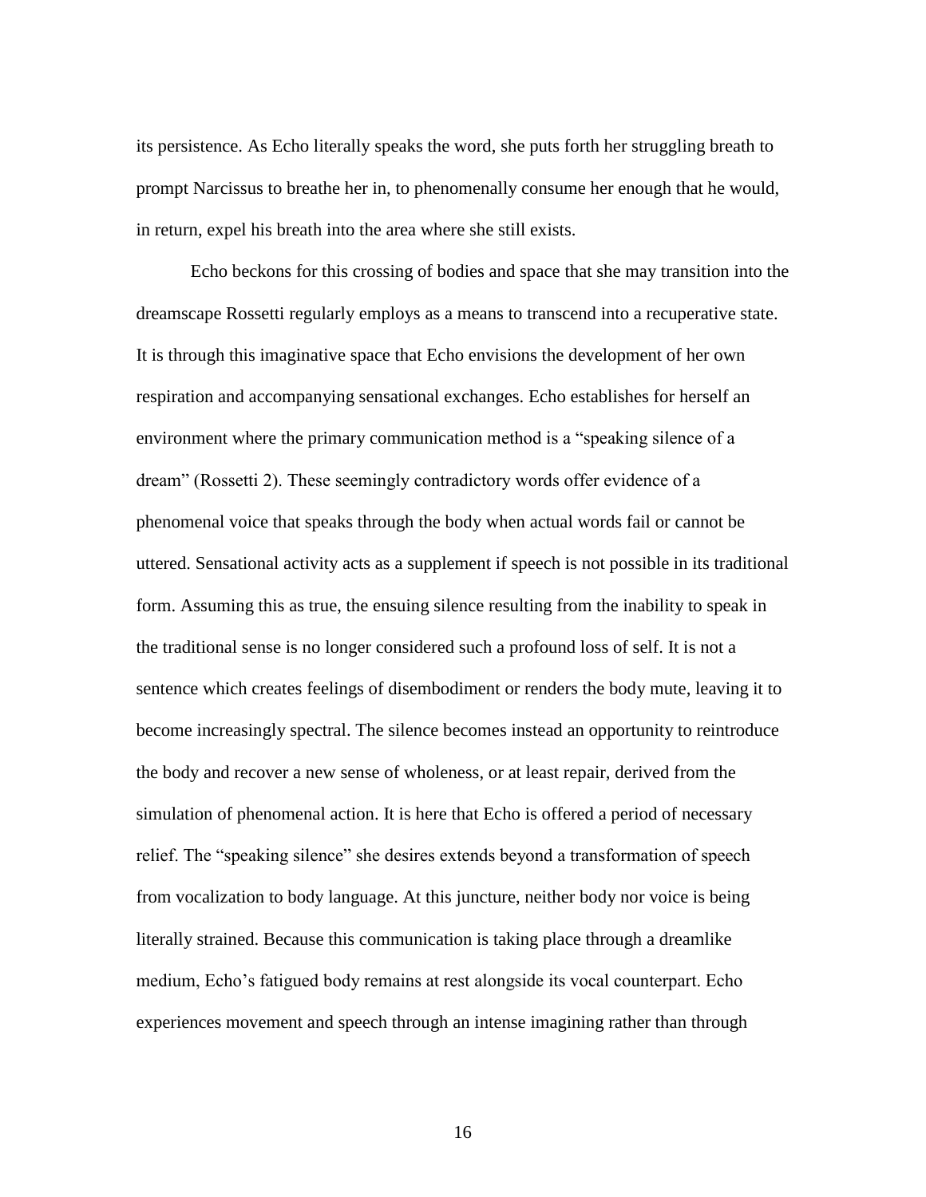its persistence. As Echo literally speaks the word, she puts forth her struggling breath to prompt Narcissus to breathe her in, to phenomenally consume her enough that he would, in return, expel his breath into the area where she still exists.

Echo beckons for this crossing of bodies and space that she may transition into the dreamscape Rossetti regularly employs as a means to transcend into a recuperative state. It is through this imaginative space that Echo envisions the development of her own respiration and accompanying sensational exchanges. Echo establishes for herself an environment where the primary communication method is a "speaking silence of a dream" (Rossetti 2). These seemingly contradictory words offer evidence of a phenomenal voice that speaks through the body when actual words fail or cannot be uttered. Sensational activity acts as a supplement if speech is not possible in its traditional form. Assuming this as true, the ensuing silence resulting from the inability to speak in the traditional sense is no longer considered such a profound loss of self. It is not a sentence which creates feelings of disembodiment or renders the body mute, leaving it to become increasingly spectral. The silence becomes instead an opportunity to reintroduce the body and recover a new sense of wholeness, or at least repair, derived from the simulation of phenomenal action. It is here that Echo is offered a period of necessary relief. The "speaking silence" she desires extends beyond a transformation of speech from vocalization to body language. At this juncture, neither body nor voice is being literally strained. Because this communication is taking place through a dreamlike medium, Echo's fatigued body remains at rest alongside its vocal counterpart. Echo experiences movement and speech through an intense imagining rather than through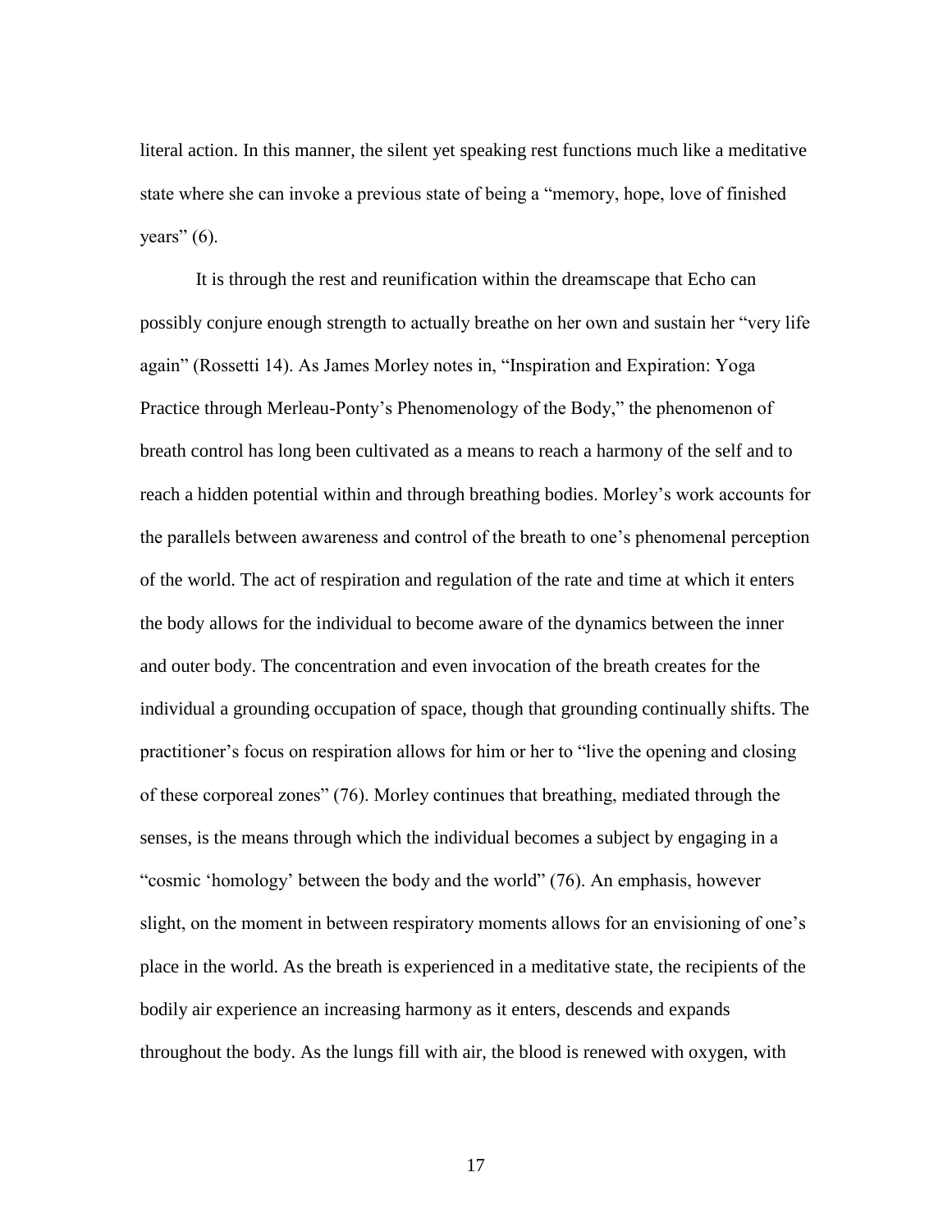literal action. In this manner, the silent yet speaking rest functions much like a meditative state where she can invoke a previous state of being a "memory, hope, love of finished years" (6).

It is through the rest and reunification within the dreamscape that Echo can possibly conjure enough strength to actually breathe on her own and sustain her "very life again" (Rossetti 14). As James Morley notes in, "Inspiration and Expiration: Yoga Practice through Merleau-Ponty's Phenomenology of the Body," the phenomenon of breath control has long been cultivated as a means to reach a harmony of the self and to reach a hidden potential within and through breathing bodies. Morley's work accounts for the parallels between awareness and control of the breath to one's phenomenal perception of the world. The act of respiration and regulation of the rate and time at which it enters the body allows for the individual to become aware of the dynamics between the inner and outer body. The concentration and even invocation of the breath creates for the individual a grounding occupation of space, though that grounding continually shifts. The practitioner's focus on respiration allows for him or her to "live the opening and closing of these corporeal zones" (76). Morley continues that breathing, mediated through the senses, is the means through which the individual becomes a subject by engaging in a "cosmic 'homology' between the body and the world" (76). An emphasis, however slight, on the moment in between respiratory moments allows for an envisioning of one's place in the world. As the breath is experienced in a meditative state, the recipients of the bodily air experience an increasing harmony as it enters, descends and expands throughout the body. As the lungs fill with air, the blood is renewed with oxygen, with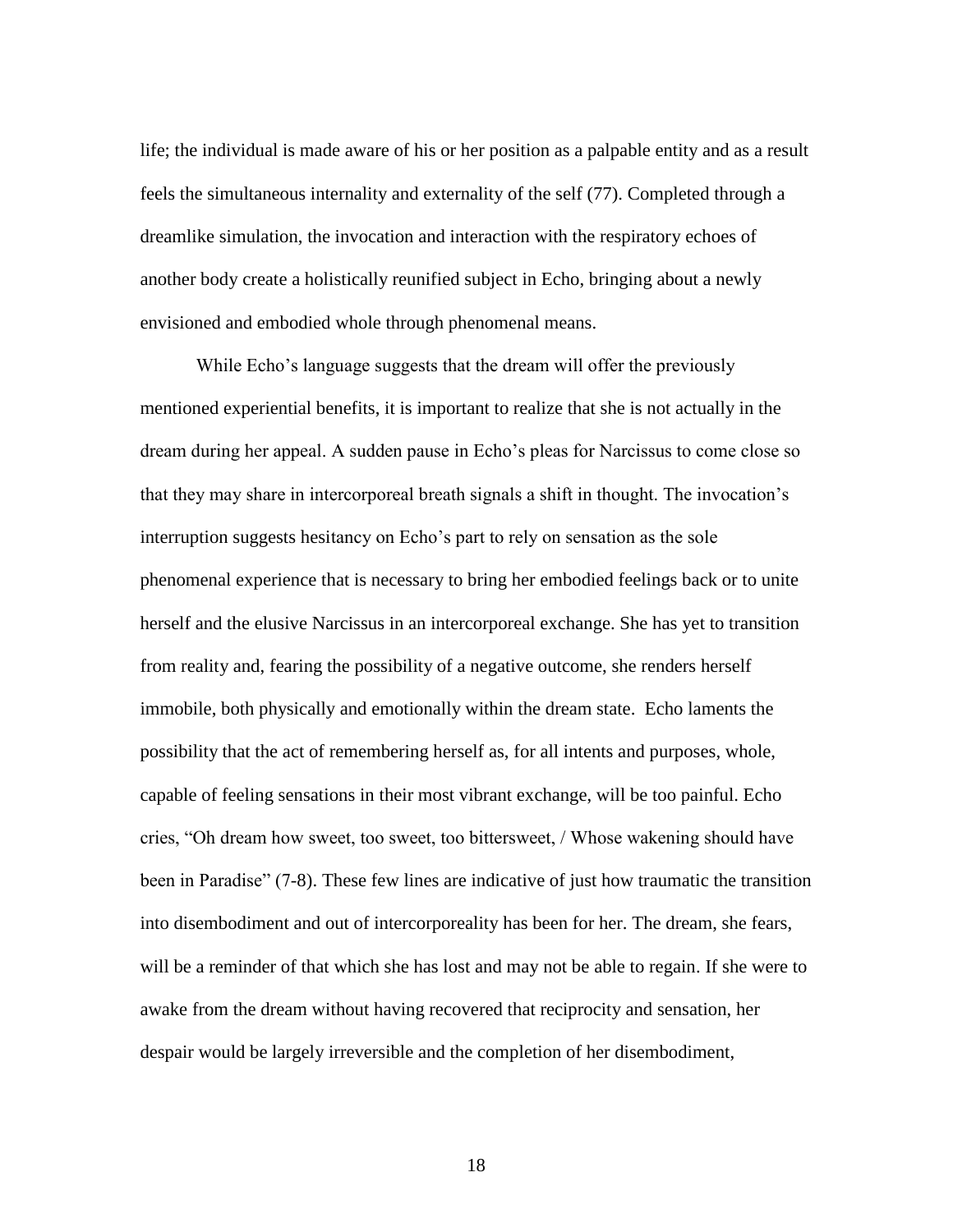life; the individual is made aware of his or her position as a palpable entity and as a result feels the simultaneous internality and externality of the self (77). Completed through a dreamlike simulation, the invocation and interaction with the respiratory echoes of another body create a holistically reunified subject in Echo, bringing about a newly envisioned and embodied whole through phenomenal means.

While Echo's language suggests that the dream will offer the previously mentioned experiential benefits, it is important to realize that she is not actually in the dream during her appeal. A sudden pause in Echo's pleas for Narcissus to come close so that they may share in intercorporeal breath signals a shift in thought. The invocation's interruption suggests hesitancy on Echo's part to rely on sensation as the sole phenomenal experience that is necessary to bring her embodied feelings back or to unite herself and the elusive Narcissus in an intercorporeal exchange. She has yet to transition from reality and, fearing the possibility of a negative outcome, she renders herself immobile, both physically and emotionally within the dream state. Echo laments the possibility that the act of remembering herself as, for all intents and purposes, whole, capable of feeling sensations in their most vibrant exchange, will be too painful. Echo cries, "Oh dream how sweet, too sweet, too bittersweet, / Whose wakening should have been in Paradise" (7-8). These few lines are indicative of just how traumatic the transition into disembodiment and out of intercorporeality has been for her. The dream, she fears, will be a reminder of that which she has lost and may not be able to regain. If she were to awake from the dream without having recovered that reciprocity and sensation, her despair would be largely irreversible and the completion of her disembodiment,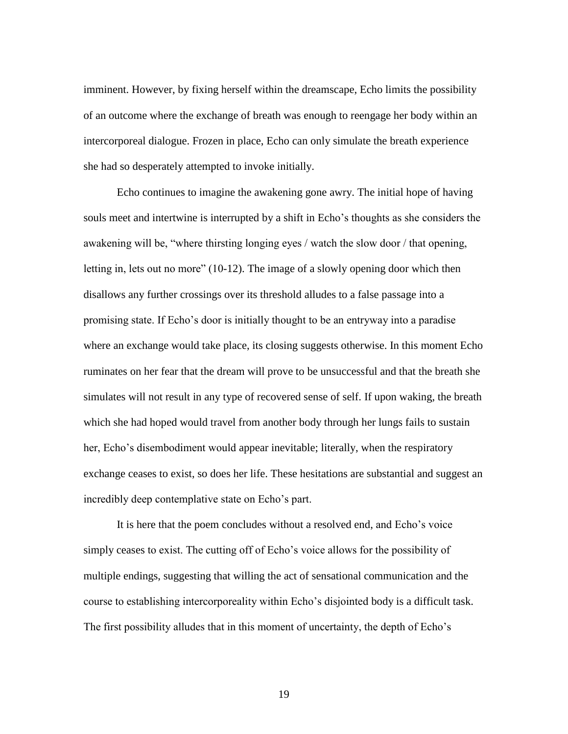imminent. However, by fixing herself within the dreamscape, Echo limits the possibility of an outcome where the exchange of breath was enough to reengage her body within an intercorporeal dialogue. Frozen in place, Echo can only simulate the breath experience she had so desperately attempted to invoke initially.

Echo continues to imagine the awakening gone awry. The initial hope of having souls meet and intertwine is interrupted by a shift in Echo's thoughts as she considers the awakening will be, "where thirsting longing eyes / watch the slow door / that opening, letting in, lets out no more" (10-12). The image of a slowly opening door which then disallows any further crossings over its threshold alludes to a false passage into a promising state. If Echo's door is initially thought to be an entryway into a paradise where an exchange would take place, its closing suggests otherwise. In this moment Echo ruminates on her fear that the dream will prove to be unsuccessful and that the breath she simulates will not result in any type of recovered sense of self. If upon waking, the breath which she had hoped would travel from another body through her lungs fails to sustain her, Echo's disembodiment would appear inevitable; literally, when the respiratory exchange ceases to exist, so does her life. These hesitations are substantial and suggest an incredibly deep contemplative state on Echo's part.

It is here that the poem concludes without a resolved end, and Echo's voice simply ceases to exist. The cutting off of Echo's voice allows for the possibility of multiple endings, suggesting that willing the act of sensational communication and the course to establishing intercorporeality within Echo's disjointed body is a difficult task. The first possibility alludes that in this moment of uncertainty, the depth of Echo's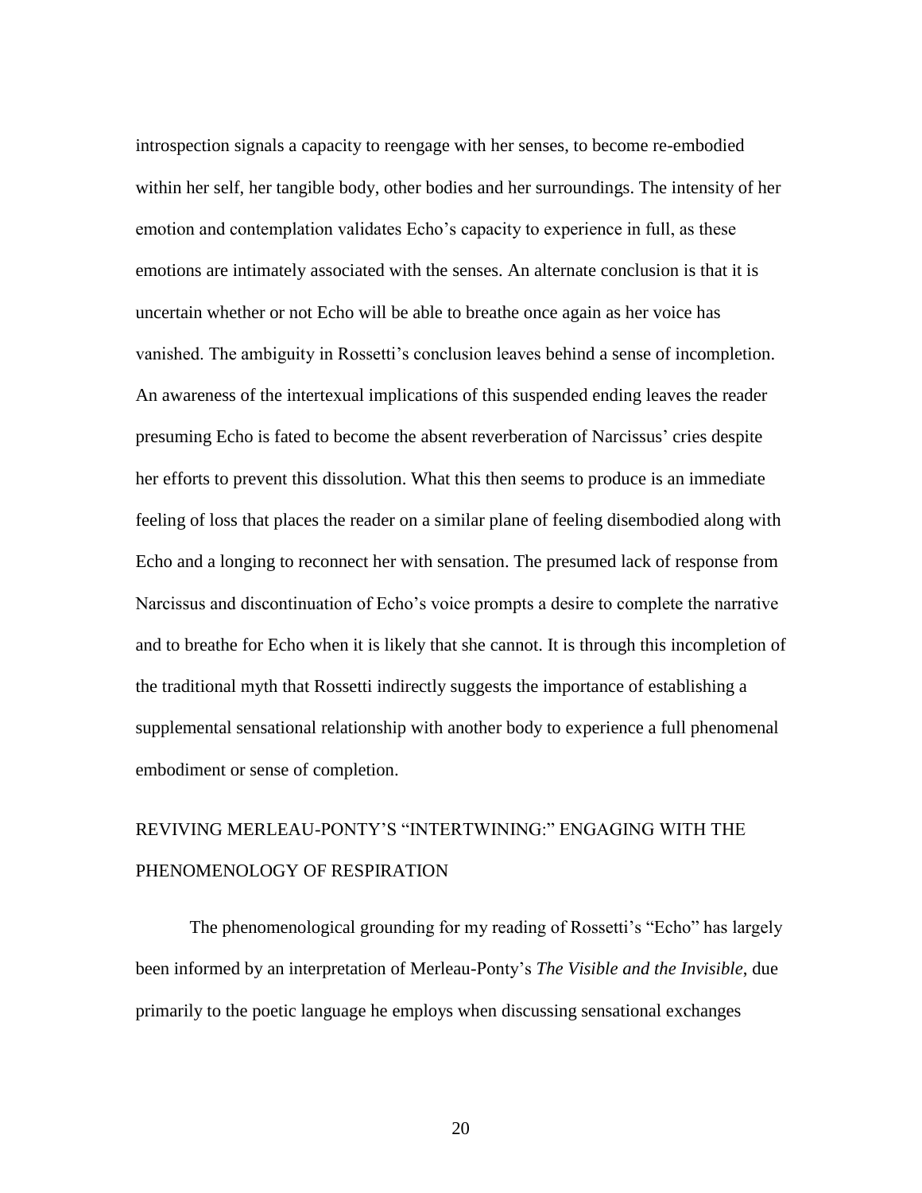introspection signals a capacity to reengage with her senses, to become re-embodied within her self, her tangible body, other bodies and her surroundings. The intensity of her emotion and contemplation validates Echo's capacity to experience in full, as these emotions are intimately associated with the senses. An alternate conclusion is that it is uncertain whether or not Echo will be able to breathe once again as her voice has vanished. The ambiguity in Rossetti's conclusion leaves behind a sense of incompletion. An awareness of the intertexual implications of this suspended ending leaves the reader presuming Echo is fated to become the absent reverberation of Narcissus' cries despite her efforts to prevent this dissolution. What this then seems to produce is an immediate feeling of loss that places the reader on a similar plane of feeling disembodied along with Echo and a longing to reconnect her with sensation. The presumed lack of response from Narcissus and discontinuation of Echo's voice prompts a desire to complete the narrative and to breathe for Echo when it is likely that she cannot. It is through this incompletion of the traditional myth that Rossetti indirectly suggests the importance of establishing a supplemental sensational relationship with another body to experience a full phenomenal embodiment or sense of completion.

## REVIVING MERLEAU-PONTY'S "INTERTWINING:" ENGAGING WITH THE PHENOMENOLOGY OF RESPIRATION

The phenomenological grounding for my reading of Rossetti's "Echo" has largely been informed by an interpretation of Merleau-Ponty's *The Visible and the Invisible*, due primarily to the poetic language he employs when discussing sensational exchanges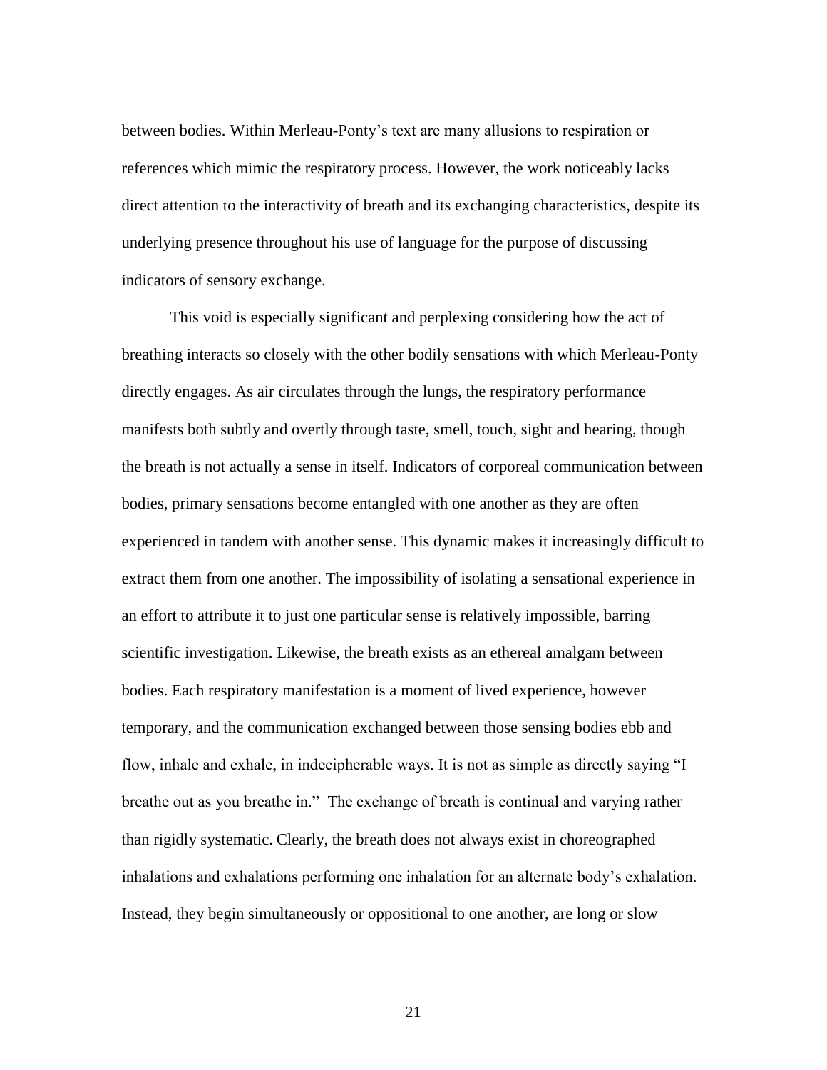between bodies. Within Merleau-Ponty's text are many allusions to respiration or references which mimic the respiratory process. However, the work noticeably lacks direct attention to the interactivity of breath and its exchanging characteristics, despite its underlying presence throughout his use of language for the purpose of discussing indicators of sensory exchange.

This void is especially significant and perplexing considering how the act of breathing interacts so closely with the other bodily sensations with which Merleau-Ponty directly engages. As air circulates through the lungs, the respiratory performance manifests both subtly and overtly through taste, smell, touch, sight and hearing, though the breath is not actually a sense in itself. Indicators of corporeal communication between bodies, primary sensations become entangled with one another as they are often experienced in tandem with another sense. This dynamic makes it increasingly difficult to extract them from one another. The impossibility of isolating a sensational experience in an effort to attribute it to just one particular sense is relatively impossible, barring scientific investigation. Likewise, the breath exists as an ethereal amalgam between bodies. Each respiratory manifestation is a moment of lived experience, however temporary, and the communication exchanged between those sensing bodies ebb and flow, inhale and exhale, in indecipherable ways. It is not as simple as directly saying "I breathe out as you breathe in." The exchange of breath is continual and varying rather than rigidly systematic. Clearly, the breath does not always exist in choreographed inhalations and exhalations performing one inhalation for an alternate body's exhalation. Instead, they begin simultaneously or oppositional to one another, are long or slow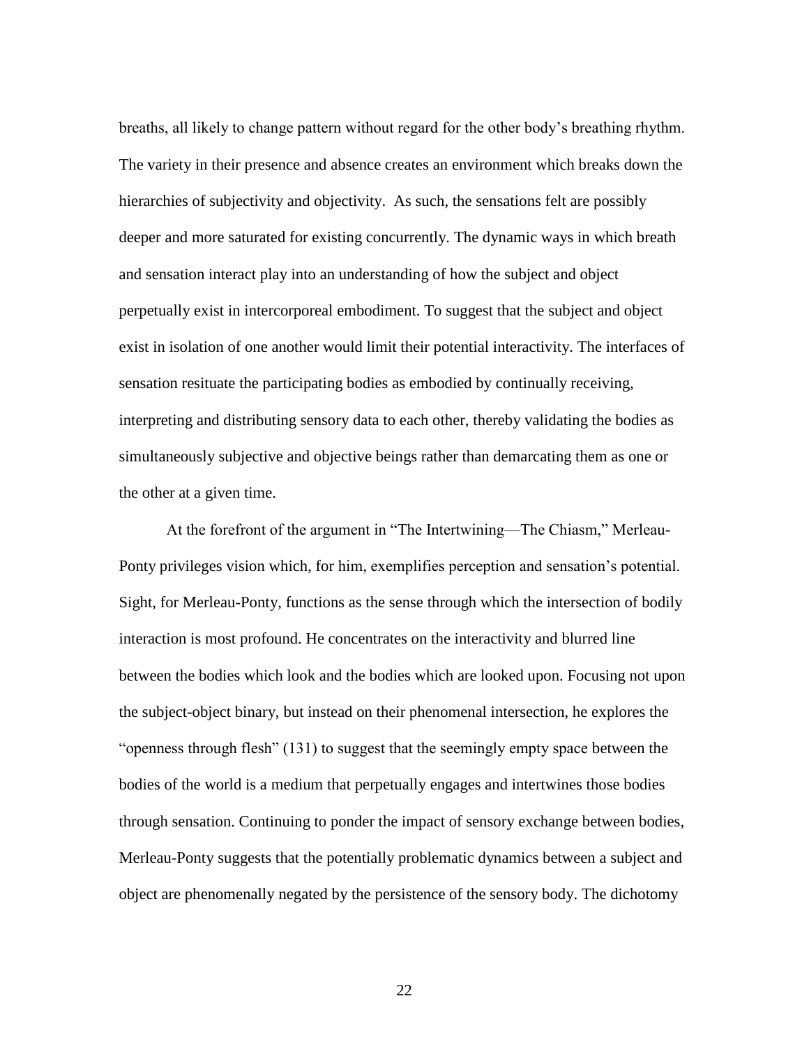breaths, all likely to change pattern without regard for the other body's breathing rhythm. The variety in their presence and absence creates an environment which breaks down the hierarchies of subjectivity and objectivity. As such, the sensations felt are possibly deeper and more saturated for existing concurrently. The dynamic ways in which breath and sensation interact play into an understanding of how the subject and object perpetually exist in intercorporeal embodiment. To suggest that the subject and object exist in isolation of one another would limit their potential interactivity. The interfaces of sensation resituate the participating bodies as embodied by continually receiving, interpreting and distributing sensory data to each other, thereby validating the bodies as simultaneously subjective and objective beings rather than demarcating them as one or the other at a given time.

At the forefront of the argument in "The Intertwining—The Chiasm," Merleau-Ponty privileges vision which, for him, exemplifies perception and sensation's potential. Sight, for Merleau-Ponty, functions as the sense through which the intersection of bodily interaction is most profound. He concentrates on the interactivity and blurred line between the bodies which look and the bodies which are looked upon. Focusing not upon the subject-object binary, but instead on their phenomenal intersection, he explores the "openness through flesh" (131) to suggest that the seemingly empty space between the bodies of the world is a medium that perpetually engages and intertwines those bodies through sensation. Continuing to ponder the impact of sensory exchange between bodies, Merleau-Ponty suggests that the potentially problematic dynamics between a subject and object are phenomenally negated by the persistence of the sensory body. The dichotomy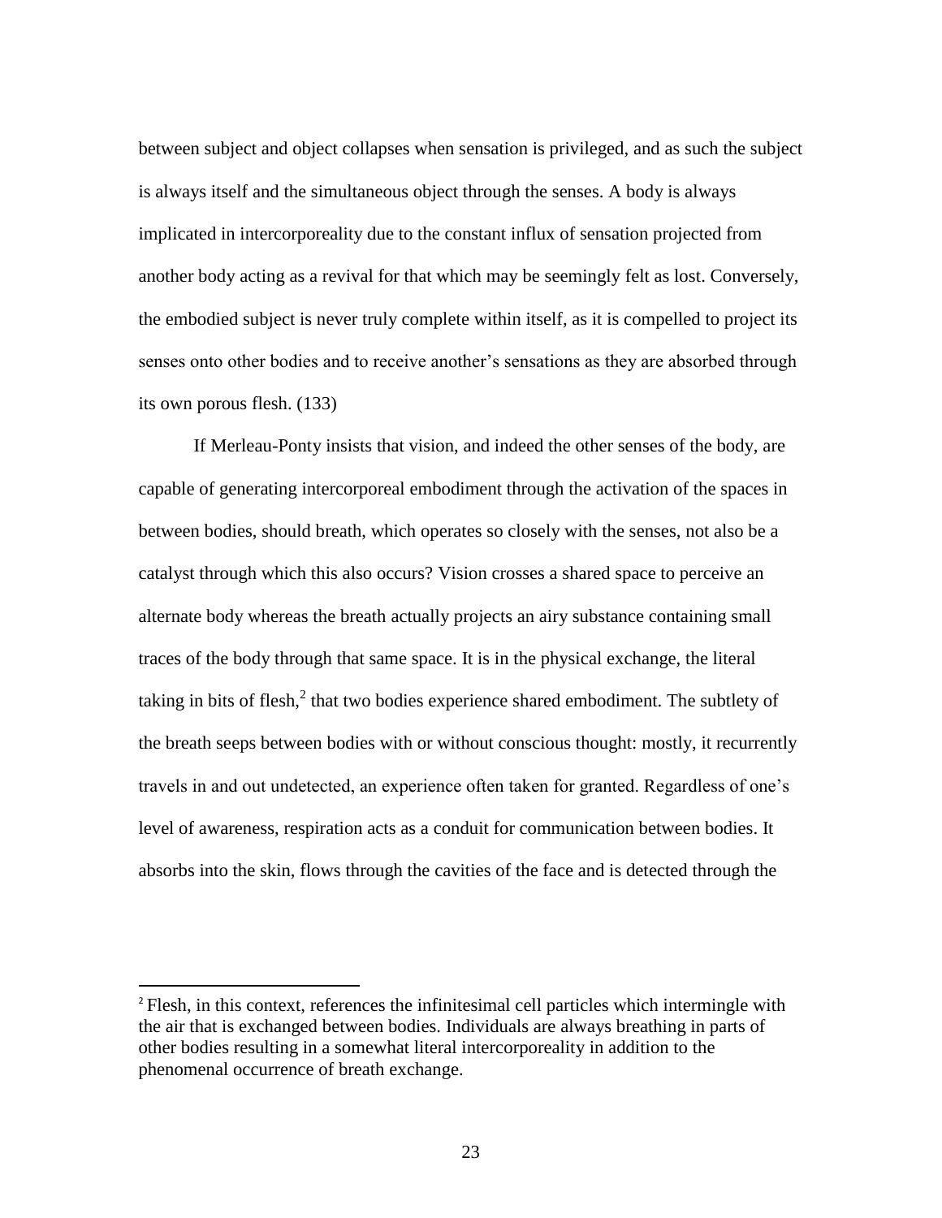between subject and object collapses when sensation is privileged, and as such the subject is always itself and the simultaneous object through the senses. A body is always implicated in intercorporeality due to the constant influx of sensation projected from another body acting as a revival for that which may be seemingly felt as lost. Conversely, the embodied subject is never truly complete within itself, as it is compelled to project its senses onto other bodies and to receive another's sensations as they are absorbed through its own porous flesh. (133)

If Merleau-Ponty insists that vision, and indeed the other senses of the body, are capable of generating intercorporeal embodiment through the activation of the spaces in between bodies, should breath, which operates so closely with the senses, not also be a catalyst through which this also occurs? Vision crosses a shared space to perceive an alternate body whereas the breath actually projects an airy substance containing small traces of the body through that same space. It is in the physical exchange, the literal taking in bits of flesh,[2] that two bodies experience shared embodiment. The subtlety of the breath seeps between bodies with or without conscious thought: mostly, it recurrently travels in and out undetected, an experience often taken for granted. Regardless of one's level of awareness, respiration acts as a conduit for communication between bodies. It absorbs into the skin, flows through the cavities of the face and is detected through the

---

[2] Flesh, in this context, references the infinitesimal cell particles which intermingle with the air that is exchanged between bodies. Individuals are always breathing in parts of other bodies resulting in a somewhat literal intercorporeality in addition to the phenomenal occurrence of breath exchange.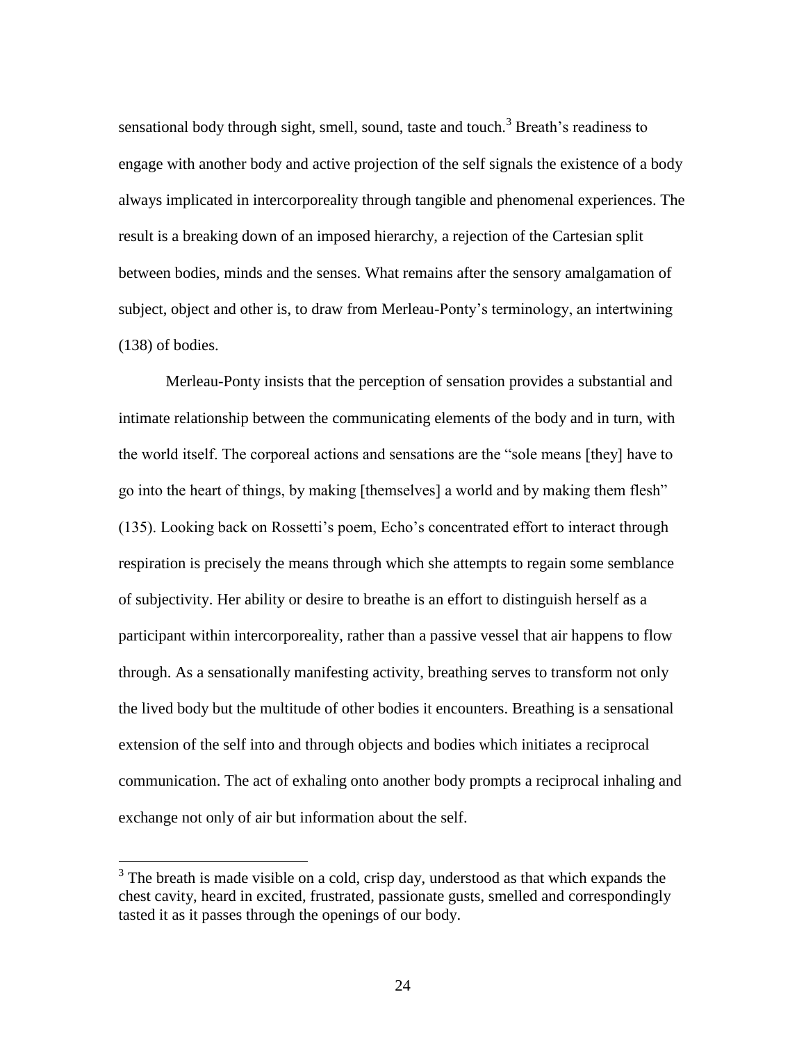sensational body through sight, smell, sound, taste and touch.[3] Breath's readiness to engage with another body and active projection of the self signals the existence of a body always implicated in intercorporeality through tangible and phenomenal experiences. The result is a breaking down of an imposed hierarchy, a rejection of the Cartesian split between bodies, minds and the senses. What remains after the sensory amalgamation of subject, object and other is, to draw from Merleau-Ponty's terminology, an intertwining (138) of bodies.

Merleau-Ponty insists that the perception of sensation provides a substantial and intimate relationship between the communicating elements of the body and in turn, with the world itself. The corporeal actions and sensations are the "sole means [they] have to go into the heart of things, by making [themselves] a world and by making them flesh" (135). Looking back on Rossetti's poem, Echo's concentrated effort to interact through respiration is precisely the means through which she attempts to regain some semblance of subjectivity. Her ability or desire to breathe is an effort to distinguish herself as a participant within intercorporeality, rather than a passive vessel that air happens to flow through. As a sensationally manifesting activity, breathing serves to transform not only the lived body but the multitude of other bodies it encounters. Breathing is a sensational extension of the self into and through objects and bodies which initiates a reciprocal communication. The act of exhaling onto another body prompts a reciprocal inhaling and exchange not only of air but information about the self.

---

[3] The breath is made visible on a cold, crisp day, understood as that which expands the chest cavity, heard in excited, frustrated, passionate gusts, smelled and correspondingly tasted it as it passes through the openings of our body.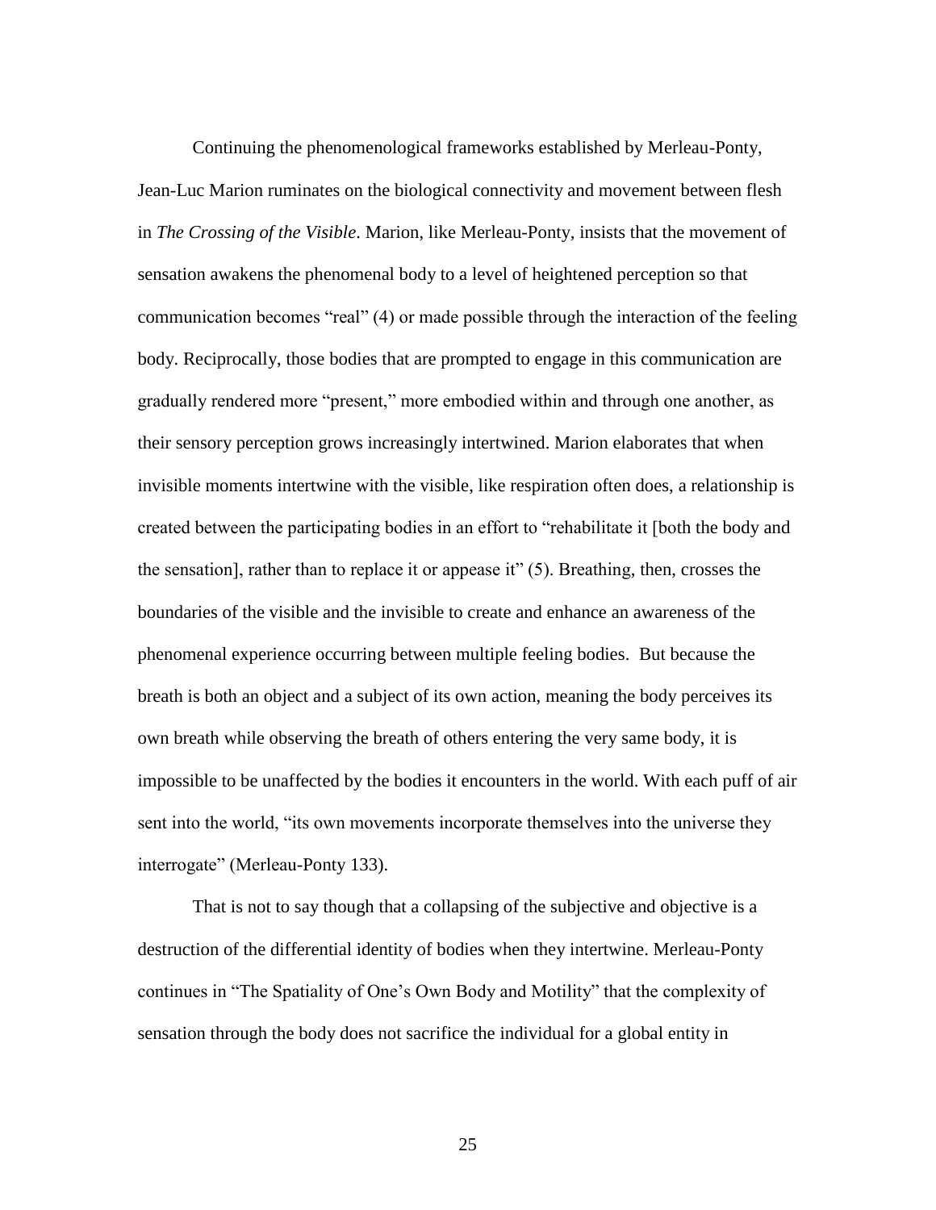Continuing the phenomenological frameworks established by Merleau-Ponty, Jean-Luc Marion ruminates on the biological connectivity and movement between flesh in *The Crossing of the Visible*. Marion, like Merleau-Ponty, insists that the movement of sensation awakens the phenomenal body to a level of heightened perception so that communication becomes "real" (4) or made possible through the interaction of the feeling body. Reciprocally, those bodies that are prompted to engage in this communication are gradually rendered more "present," more embodied within and through one another, as their sensory perception grows increasingly intertwined. Marion elaborates that when invisible moments intertwine with the visible, like respiration often does, a relationship is created between the participating bodies in an effort to "rehabilitate it [both the body and the sensation], rather than to replace it or appease it" (5). Breathing, then, crosses the boundaries of the visible and the invisible to create and enhance an awareness of the phenomenal experience occurring between multiple feeling bodies. But because the breath is both an object and a subject of its own action, meaning the body perceives its own breath while observing the breath of others entering the very same body, it is impossible to be unaffected by the bodies it encounters in the world. With each puff of air sent into the world, "its own movements incorporate themselves into the universe they interrogate" (Merleau-Ponty 133).

That is not to say though that a collapsing of the subjective and objective is a destruction of the differential identity of bodies when they intertwine. Merleau-Ponty continues in "The Spatiality of One's Own Body and Motility" that the complexity of sensation through the body does not sacrifice the individual for a global entity in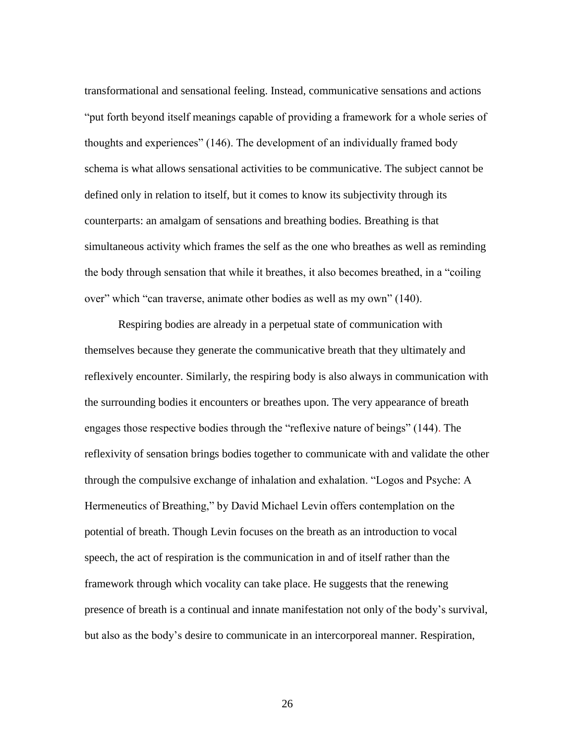transformational and sensational feeling. Instead, communicative sensations and actions "put forth beyond itself meanings capable of providing a framework for a whole series of thoughts and experiences" (146). The development of an individually framed body schema is what allows sensational activities to be communicative. The subject cannot be defined only in relation to itself, but it comes to know its subjectivity through its counterparts: an amalgam of sensations and breathing bodies. Breathing is that simultaneous activity which frames the self as the one who breathes as well as reminding the body through sensation that while it breathes, it also becomes breathed, in a "coiling over" which "can traverse, animate other bodies as well as my own" (140).

Respiring bodies are already in a perpetual state of communication with themselves because they generate the communicative breath that they ultimately and reflexively encounter. Similarly, the respiring body is also always in communication with the surrounding bodies it encounters or breathes upon. The very appearance of breath engages those respective bodies through the "reflexive nature of beings" (144). The reflexivity of sensation brings bodies together to communicate with and validate the other through the compulsive exchange of inhalation and exhalation. "Logos and Psyche: A Hermeneutics of Breathing," by David Michael Levin offers contemplation on the potential of breath. Though Levin focuses on the breath as an introduction to vocal speech, the act of respiration is the communication in and of itself rather than the framework through which vocality can take place. He suggests that the renewing presence of breath is a continual and innate manifestation not only of the body's survival, but also as the body's desire to communicate in an intercorporeal manner. Respiration,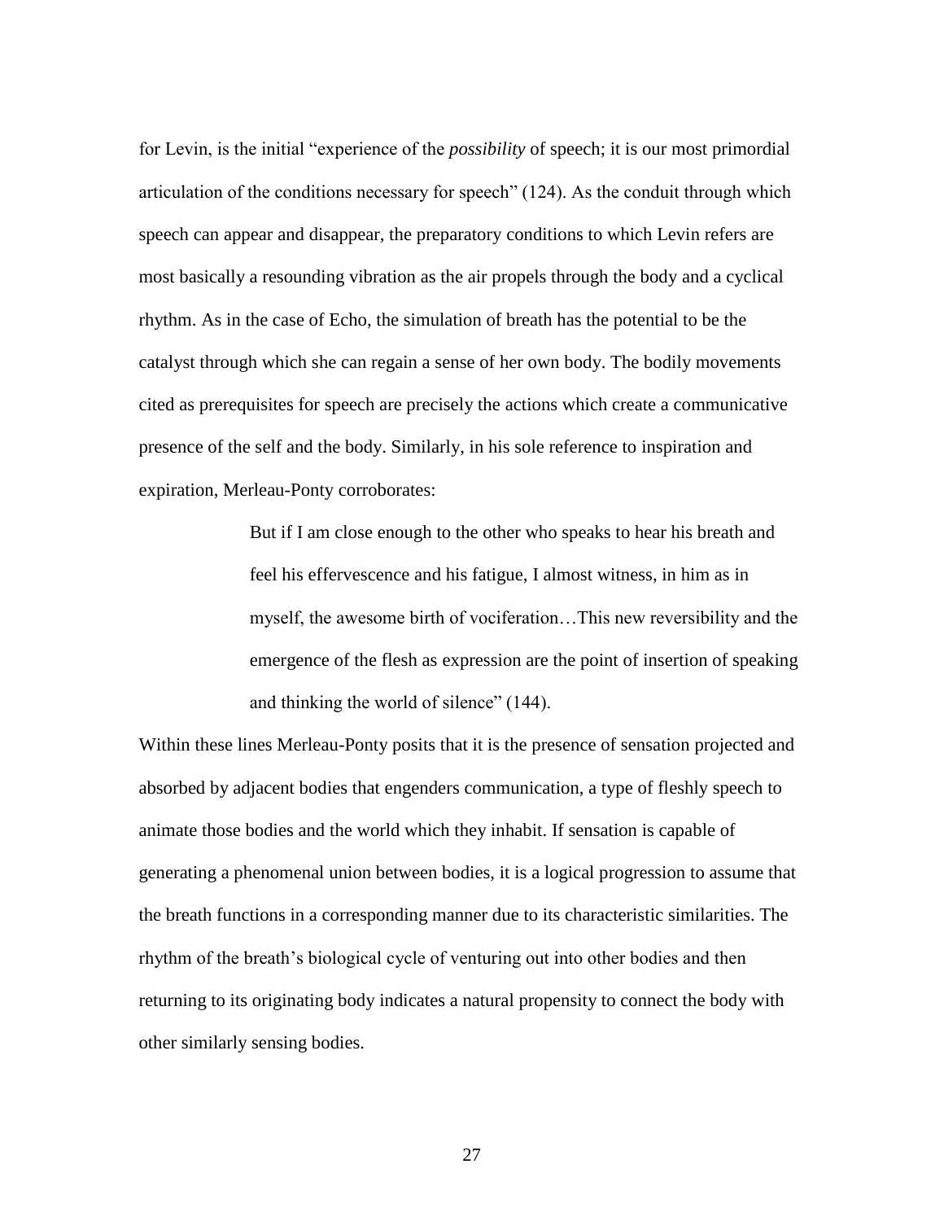for Levin, is the initial "experience of the *possibility* of speech; it is our most primordial articulation of the conditions necessary for speech" (124). As the conduit through which speech can appear and disappear, the preparatory conditions to which Levin refers are most basically a resounding vibration as the air propels through the body and a cyclical rhythm. As in the case of Echo, the simulation of breath has the potential to be the catalyst through which she can regain a sense of her own body. The bodily movements cited as prerequisites for speech are precisely the actions which create a communicative presence of the self and the body. Similarly, in his sole reference to inspiration and expiration, Merleau-Ponty corroborates:

> But if I am close enough to the other who speaks to hear his breath and feel his effervescence and his fatigue, I almost witness, in him as in myself, the awesome birth of vociferation…This new reversibility and the emergence of the flesh as expression are the point of insertion of speaking and thinking the world of silence" (144).

Within these lines Merleau-Ponty posits that it is the presence of sensation projected and absorbed by adjacent bodies that engenders communication, a type of fleshly speech to animate those bodies and the world which they inhabit. If sensation is capable of generating a phenomenal union between bodies, it is a logical progression to assume that the breath functions in a corresponding manner due to its characteristic similarities. The rhythm of the breath's biological cycle of venturing out into other bodies and then returning to its originating body indicates a natural propensity to connect the body with other similarly sensing bodies.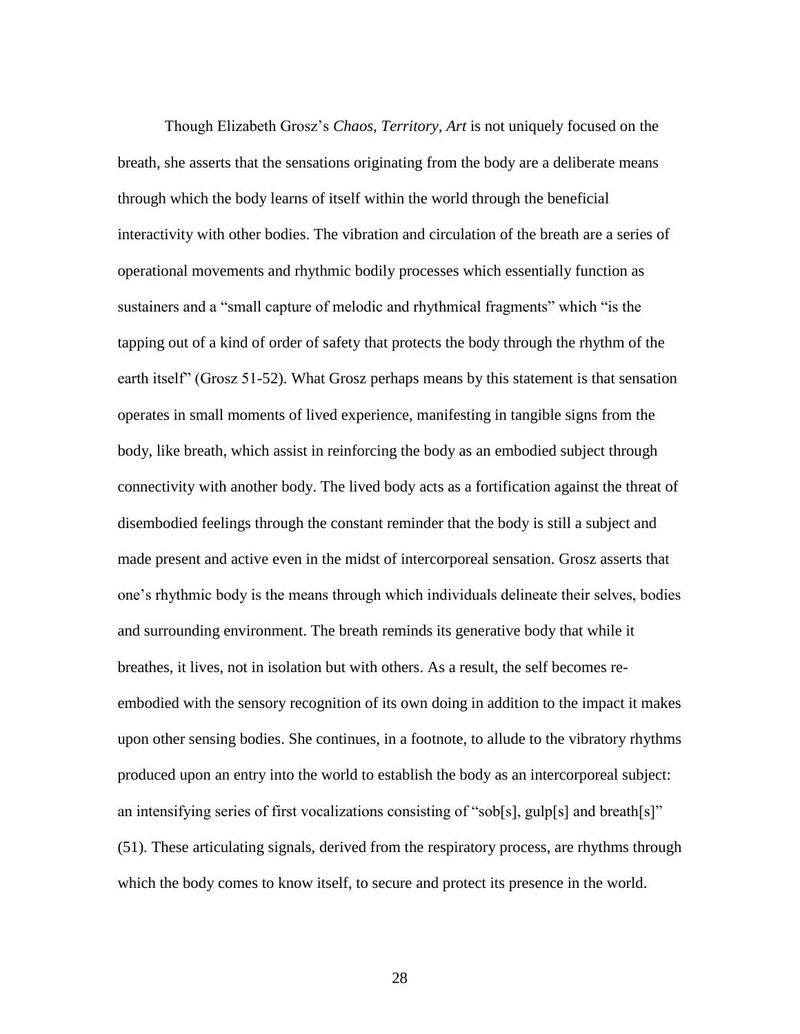Though Elizabeth Grosz's *Chaos, Territory, Art* is not uniquely focused on the breath, she asserts that the sensations originating from the body are a deliberate means through which the body learns of itself within the world through the beneficial interactivity with other bodies. The vibration and circulation of the breath are a series of operational movements and rhythmic bodily processes which essentially function as sustainers and a "small capture of melodic and rhythmical fragments" which "is the tapping out of a kind of order of safety that protects the body through the rhythm of the earth itself" (Grosz 51-52). What Grosz perhaps means by this statement is that sensation operates in small moments of lived experience, manifesting in tangible signs from the body, like breath, which assist in reinforcing the body as an embodied subject through connectivity with another body. The lived body acts as a fortification against the threat of disembodied feelings through the constant reminder that the body is still a subject and made present and active even in the midst of intercorporeal sensation. Grosz asserts that one's rhythmic body is the means through which individuals delineate their selves, bodies and surrounding environment. The breath reminds its generative body that while it breathes, it lives, not in isolation but with others. As a result, the self becomes re-embodied with the sensory recognition of its own doing in addition to the impact it makes upon other sensing bodies. She continues, in a footnote, to allude to the vibratory rhythms produced upon an entry into the world to establish the body as an intercorporeal subject: an intensifying series of first vocalizations consisting of "sob[s], gulp[s] and breath[s]" (51). These articulating signals, derived from the respiratory process, are rhythms through which the body comes to know itself, to secure and protect its presence in the world.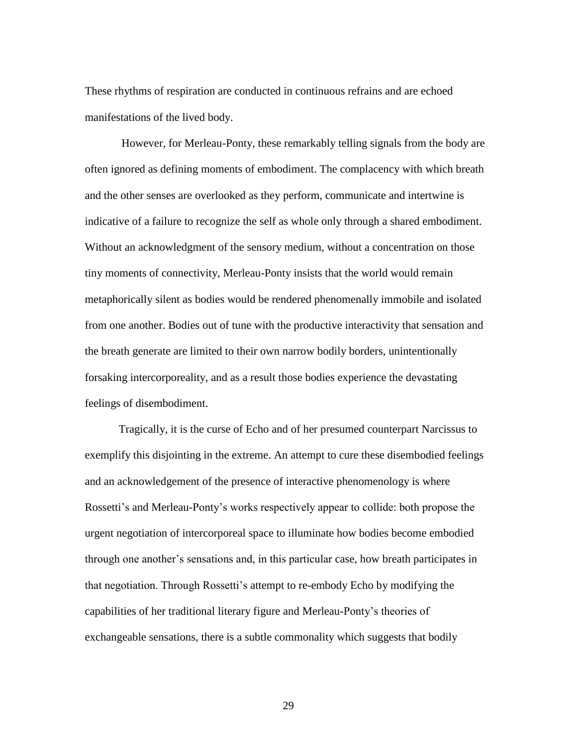These rhythms of respiration are conducted in continuous refrains and are echoed manifestations of the lived body.

However, for Merleau-Ponty, these remarkably telling signals from the body are often ignored as defining moments of embodiment. The complacency with which breath and the other senses are overlooked as they perform, communicate and intertwine is indicative of a failure to recognize the self as whole only through a shared embodiment. Without an acknowledgment of the sensory medium, without a concentration on those tiny moments of connectivity, Merleau-Ponty insists that the world would remain metaphorically silent as bodies would be rendered phenomenally immobile and isolated from one another. Bodies out of tune with the productive interactivity that sensation and the breath generate are limited to their own narrow bodily borders, unintentionally forsaking intercorporeality, and as a result those bodies experience the devastating feelings of disembodiment.

Tragically, it is the curse of Echo and of her presumed counterpart Narcissus to exemplify this disjointing in the extreme. An attempt to cure these disembodied feelings and an acknowledgement of the presence of interactive phenomenology is where Rossetti's and Merleau-Ponty's works respectively appear to collide: both propose the urgent negotiation of intercorporeal space to illuminate how bodies become embodied through one another's sensations and, in this particular case, how breath participates in that negotiation. Through Rossetti's attempt to re-embody Echo by modifying the capabilities of her traditional literary figure and Merleau-Ponty's theories of exchangeable sensations, there is a subtle commonality which suggests that bodily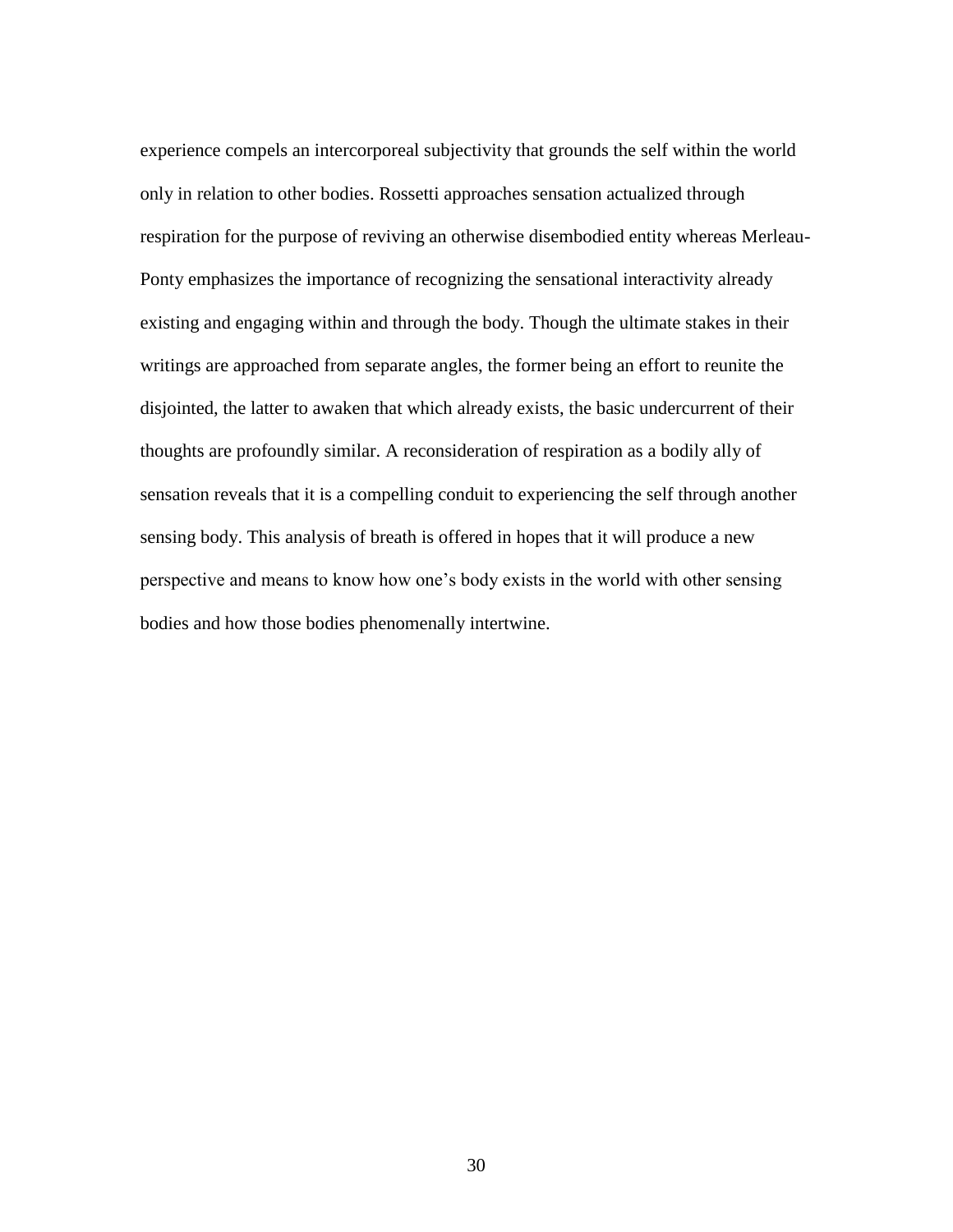experience compels an intercorporeal subjectivity that grounds the self within the world only in relation to other bodies. Rossetti approaches sensation actualized through respiration for the purpose of reviving an otherwise disembodied entity whereas Merleau-Ponty emphasizes the importance of recognizing the sensational interactivity already existing and engaging within and through the body. Though the ultimate stakes in their writings are approached from separate angles, the former being an effort to reunite the disjointed, the latter to awaken that which already exists, the basic undercurrent of their thoughts are profoundly similar. A reconsideration of respiration as a bodily ally of sensation reveals that it is a compelling conduit to experiencing the self through another sensing body. This analysis of breath is offered in hopes that it will produce a new perspective and means to know how one's body exists in the world with other sensing bodies and how those bodies phenomenally intertwine.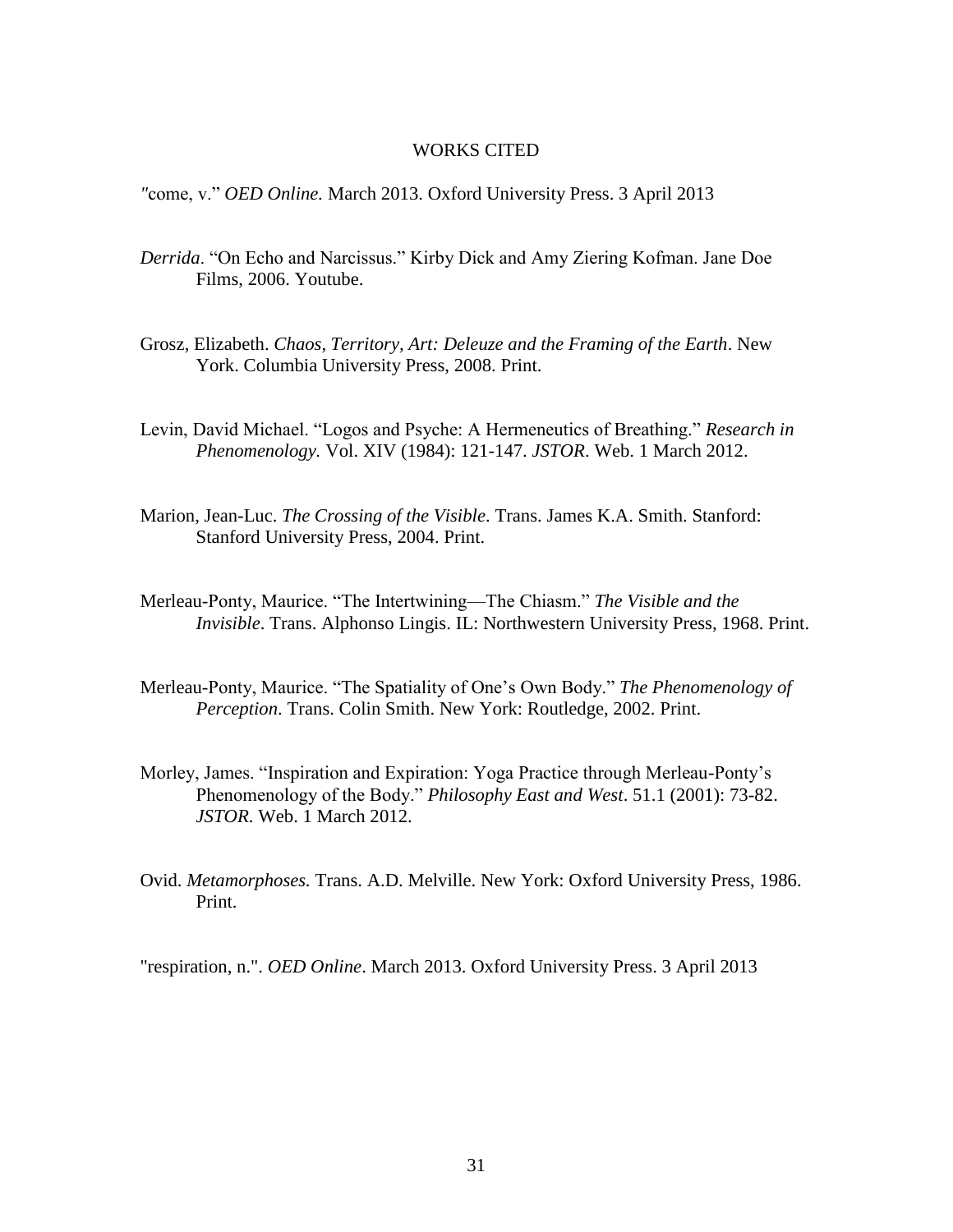# WORKS CITED

"come, v." *OED Online.* March 2013. Oxford University Press. 3 April 2013

*Derrida*. "On Echo and Narcissus." Kirby Dick and Amy Ziering Kofman. Jane Doe Films, 2006. Youtube.

Grosz, Elizabeth. *Chaos, Territory, Art: Deleuze and the Framing of the Earth*. New York. Columbia University Press, 2008. Print.

Levin, David Michael. "Logos and Psyche: A Hermeneutics of Breathing." *Research in Phenomenology.* Vol. XIV (1984): 121-147. *JSTOR*. Web. 1 March 2012.

Marion, Jean-Luc. *The Crossing of the Visible*. Trans. James K.A. Smith. Stanford: Stanford University Press, 2004. Print.

Merleau-Ponty, Maurice. "The Intertwining—The Chiasm." *The Visible and the Invisible*. Trans. Alphonso Lingis. IL: Northwestern University Press, 1968. Print.

Merleau-Ponty, Maurice. "The Spatiality of One's Own Body." *The Phenomenology of Perception*. Trans. Colin Smith. New York: Routledge, 2002. Print.

Morley, James. "Inspiration and Expiration: Yoga Practice through Merleau-Ponty's Phenomenology of the Body." *Philosophy East and West*. 51.1 (2001): 73-82. *JSTOR*. Web. 1 March 2012.

Ovid. *Metamorphoses.* Trans. A.D. Melville. New York: Oxford University Press, 1986. Print.

"respiration, n.". *OED Online*. March 2013. Oxford University Press. 3 April 2013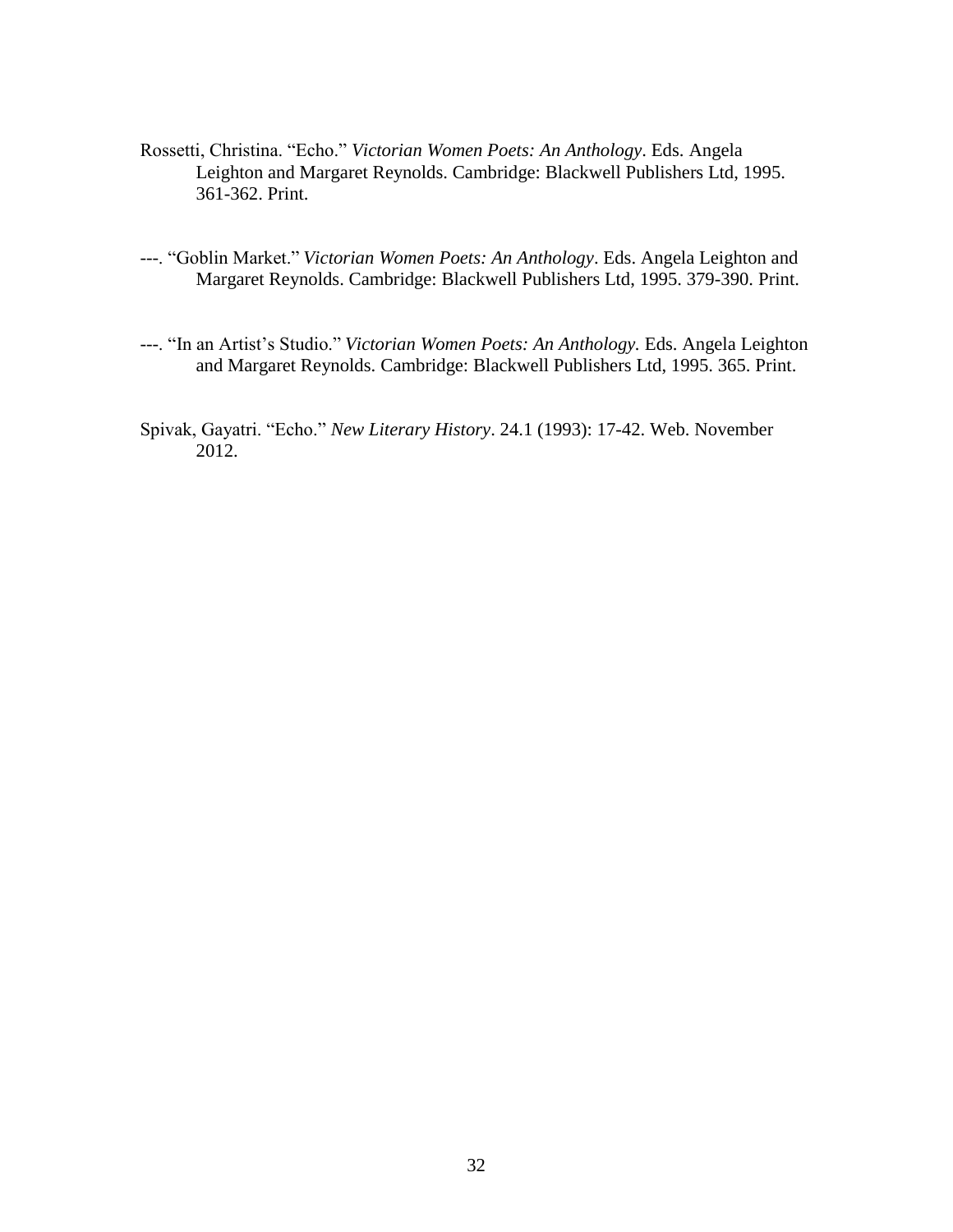Rossetti, Christina. “Echo.” *Victorian Women Poets: An Anthology*. Eds. Angela Leighton and Margaret Reynolds. Cambridge: Blackwell Publishers Ltd, 1995. 361-362. Print.

---. “Goblin Market.” *Victorian Women Poets: An Anthology*. Eds. Angela Leighton and Margaret Reynolds. Cambridge: Blackwell Publishers Ltd, 1995. 379-390. Print.

---. “In an Artist’s Studio.” *Victorian Women Poets: An Anthology.* Eds. Angela Leighton and Margaret Reynolds. Cambridge: Blackwell Publishers Ltd, 1995. 365. Print.

Spivak, Gayatri. “Echo.” *New Literary History*. 24.1 (1993): 17-42. Web. November 2012.